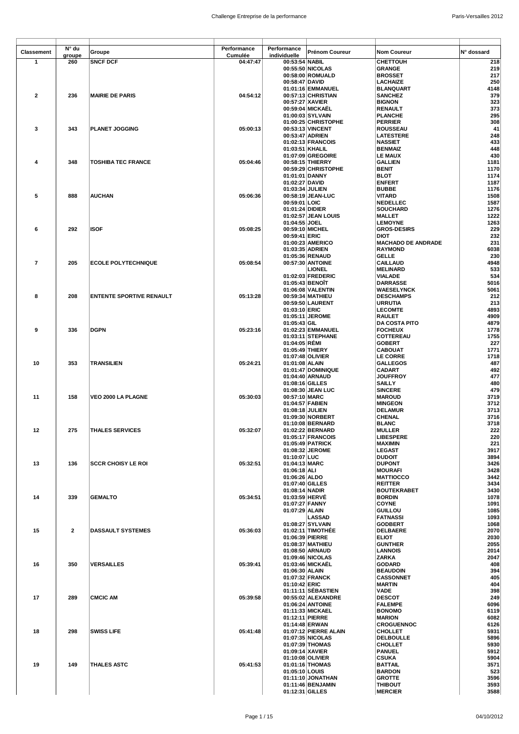| Classement | N° du groupe | Groupe | Performance Cumulée | Performance individuelle | Prénom Coureur | Nom Coureur | N° dossard |
|---|---|---|---|---|---|---|---|
| 1 | 260 | SNCF DCF | 04:47:47 | 00:53:54 | NABIL | CHETTOUH | 218 |
| | | | | 00:55:50 | NICOLAS | GRANGE | 219 |
| | | | | 00:58:00 | ROMUALD | BROSSET | 217 |
| | | | | 00:58:47 | DAVID | LACHAIZE | 250 |
| | | | | 01:01:16 | EMMANUEL | BLANQUART | 4148 |
| 2 | 236 | MAIRIE DE PARIS | 04:54:12 | 00:57:13 | CHRISTIAN | SANCHEZ | 379 |
| | | | | 00:57:27 | XAVIER | BIGNON | 323 |
| | | | | 00:59:04 | MICKAËL | RENAULT | 373 |
| | | | | 01:00:03 | SYLVAIN | PLANCHE | 295 |
| | | | | 01:00:25 | CHRISTOPHE | PERRIER | 308 |
| 3 | 343 | PLANET JOGGING | 05:00:13 | 00:53:13 | VINCENT | ROUSSEAU | 41 |
| | | | | 00:53:47 | ADRIEN | LATESTERE | 248 |
| | | | | 01:02:13 | FRANCOIS | NASSIET | 433 |
| | | | | 01:03:51 | KHALIL | BENMAIZ | 448 |
| | | | | 01:07:09 | GREGOIRE | LE MAUX | 430 |
| 4 | 348 | TOSHIBA TEC FRANCE | 05:04:46 | 00:58:15 | THIERRY | GALLIEN | 1181 |
| | | | | 00:59:29 | CHRISTOPHE | BENIT | 1170 |
| | | | | 01:01:01 | DANNY | BLOT | 1174 |
| | | | | 01:02:27 | DAVID | ENFERT | 1187 |
| | | | | 01:03:34 | JULIEN | BUBBE | 1176 |
| 5 | 888 | AUCHAN | 05:06:36 | 00:58:19 | JEAN-LUC | VITARD | 1508 |
| | | | | 00:59:01 | LOIC | NEDELLEC | 1587 |
| | | | | 01:01:24 | DIDIER | SOUCHARD | 1276 |
| | | | | 01:02:57 | JEAN LOUIS | MALLET | 1222 |
| | | | | 01:04:55 | JOEL | LEMOYNE | 1263 |
| 6 | 292 | ISOF | 05:08:25 | 00:59:10 | MICHEL | GROS-DESIRS | 229 |
| | | | | 00:59:41 | ERIC | DIOT | 232 |
| | | | | 01:00:23 | AMERICO | MACHADO DE ANDRADE | 231 |
| | | | | 01:03:35 | ADRIEN | RAYMOND | 6038 |
| | | | | 01:05:36 | RENAUD | GELLE | 230 |
| 7 | 205 | ECOLE POLYTECHNIQUE | 05:08:54 | 00:57:30 | ANTOINE | CAILLAUD | 4948 |
| | | | | | LIONEL | MELINARD | 533 |
| | | | | 01:02:03 | FREDERIC | VIALADE | 534 |
| | | | | 01:05:43 | BENOÎT | DARRASSE | 5016 |
| | | | | 01:06:08 | VALENTIN | WAESELYNCK | 5061 |
| 8 | 208 | ENTENTE SPORTIVE RENAULT | 05:13:28 | 00:59:34 | MATHIEU | DESCHAMPS | 212 |
| | | | | 00:59:50 | LAURENT | URRUTIA | 213 |
| | | | | 01:03:10 | ERIC | LECOMTE | 4893 |
| | | | | 01:05:11 | JEROME | RAULET | 4909 |
| | | | | 01:05:43 | GIL | DA COSTA PITO | 4879 |
| 9 | 336 | DGPN | 05:23:16 | 01:02:23 | EMMANUEL | FOCHEUX | 1778 |
| | | | | 01:03:11 | STEPHANE | COTTEREAU | 1755 |
| | | | | 01:04:05 | RÉMI | GOBERT | 227 |
| | | | | 01:05:49 | THIERY | CABOUAT | 1771 |
| | | | | 01:07:48 | OLIVIER | LE CORRE | 1718 |
| 10 | 353 | TRANSILIEN | 05:24:21 | 01:01:08 | ALAIN | GALLEGOS | 487 |
| | | | | 01:01:47 | DOMINIQUE | CADART | 492 |
| | | | | 01:04:40 | ARNAUD | JOUFFROY | 477 |
| | | | | 01:08:16 | GILLES | SAILLY | 480 |
| | | | | 01:08:30 | JEAN LUC | SINCERE | 479 |
| 11 | 158 | VEO 2000 LA PLAGNE | 05:30:03 | 00:57:10 | MARC | MAROUD | 3719 |
| | | | | 01:04:57 | FABIEN | MINGEON | 3712 |
| | | | | 01:08:18 | JULIEN | DELAMUR | 3713 |
| | | | | 01:09:30 | NORBERT | CHENAL | 3716 |
| | | | | 01:10:08 | BERNARD | BLANC | 3718 |
| 12 | 275 | THALES SERVICES | 05:32:07 | 01:02:22 | BERNARD | MULLER | 222 |
| | | | | 01:05:17 | FRANCOIS | LIBESPERE | 220 |
| | | | | 01:05:49 | PATRICK | MAXIMIN | 221 |
| | | | | 01:08:32 | JEROME | LEGAST | 3917 |
| | | | | 01:10:07 | LUC | DUDOIT | 3894 |
| 13 | 136 | SCCR CHOISY LE ROI | 05:32:51 | 01:04:13 | MARC | DUPONT | 3426 |
| | | | | 01:06:18 | ALI | MOURAFI | 3428 |
| | | | | 01:06:26 | ALDO | MATTIOCCO | 3442 |
| | | | | 01:07:40 | GILLES | REITTER | 3434 |
| | | | | 01:08:14 | NADIR | BOUTEKRABET | 3430 |
| 14 | 339 | GEMALTO | 05:34:51 | 01:03:59 | HERVÉ | BORDIN | 1078 |
| | | | | 01:07:27 | FANNY | COYNE | 1091 |
| | | | | 01:07:29 | ALAIN | GUILLOU | 1085 |
| | | | | | LASSAD | FATNASSI | 1093 |
| | | | | 01:08:27 | SYLVAIN | GODBERT | 1068 |
| 15 | 2 | DASSAULT SYSTEMES | 05:36:03 | 01:02:11 | TIMOTHÉE | DELBAERE | 2070 |
| | | | | 01:06:39 | PIERRE | ELIOT | 2030 |
| | | | | 01:08:37 | MATHIEU | GUNTHER | 2055 |
| | | | | 01:08:50 | ARNAUD | LANNOIS | 2014 |
| | | | | 01:09:46 | NICOLAS | ZARKA | 2047 |
| 16 | 350 | VERSAILLES | 05:39:41 | 01:03:46 | MICKAËL | GODARD | 408 |
| | | | | 01:06:30 | ALAIN | BEAUDOIN | 394 |
| | | | | 01:07:32 | FRANCK | CASSONNET | 405 |
| | | | | 01:10:42 | ERIC | MARTIN | 404 |
| | | | | 01:11:11 | SÉBASTIEN | VADE | 398 |
| 17 | 289 | CMCIC AM | 05:39:58 | 00:55:02 | ALEXANDRE | DESCOT | 249 |
| | | | | 01:06:24 | ANTOINE | FALEMPE | 6096 |
| | | | | 01:11:33 | MICKAEL | BONOMO | 6119 |
| | | | | 01:12:11 | PIERRE | MARION | 6082 |
| | | | | 01:14:48 | ERWAN | CROGUENNOC | 6126 |
| 18 | 298 | SWISS LIFE | 05:41:48 | 01:07:12 | PIERRE ALAIN | CHOLLET | 5931 |
| | | | | 01:07:35 | NICOLAS | DELBOULLE | 5896 |
| | | | | 01:07:39 | THOMAS | CHOLLET | 5930 |
| | | | | 01:09:14 | XAVIER | PANUEL | 5912 |
| | | | | 01:10:08 | OLIVIER | CSUKA | 5904 |
| 19 | 149 | THALES ASTC | 05:41:53 | 01:01:16 | THOMAS | BATTAIL | 3571 |
| | | | | 01:05:10 | LOUIS | BARDON | 523 |
| | | | | 01:11:10 | JONATHAN | GROTTE | 3596 |
| | | | | 01:11:46 | BENJAMIN | THIBOUT | 3593 |
| | | | | 01:12:31 | GILLES | MERCIER | 3588 |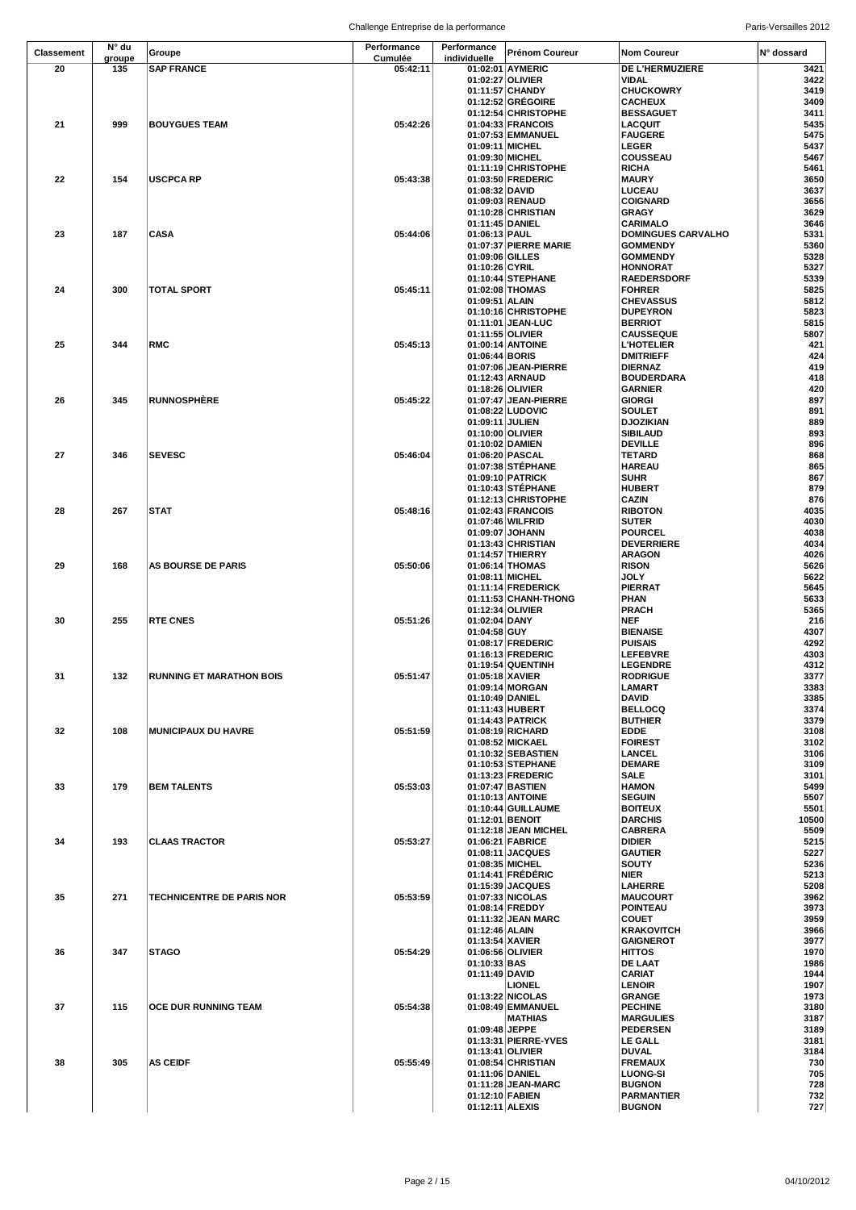| Classement | N° du groupe | Groupe | Performance Cumulée | Performance individuelle | Prénom Coureur | Nom Coureur | N° dossard |
|---|---|---|---|---|---|---|---|
| 20 | 135 | SAP FRANCE | 05:42:11 | 01:02:01 | AYMERIC | DE L'HERMUZIERE | 3421 |
| | | | | 01:02:27 | OLIVIER | VIDAL | 3422 |
| | | | | 01:11:57 | CHANDY | CHUCKOWRY | 3419 |
| | | | | 01:12:52 | GRÉGOIRE | CACHEUX | 3409 |
| | | | | 01:12:54 | CHRISTOPHE | BESSAGUET | 3411 |
| 21 | 999 | BOUYGUES TEAM | 05:42:26 | 01:04:33 | FRANCOIS | LACQUIT | 5435 |
| | | | | 01:07:53 | EMMANUEL | FAUGERE | 5475 |
| | | | | 01:09:11 | MICHEL | LEGER | 5437 |
| | | | | 01:09:30 | MICHEL | COUSSEAU | 5467 |
| | | | | 01:11:19 | CHRISTOPHE | RICHA | 5461 |
| 22 | 154 | USCPCA RP | 05:43:38 | 01:03:50 | FREDERIC | MAURY | 3650 |
| | | | | 01:08:32 | DAVID | LUCEAU | 3637 |
| | | | | 01:09:03 | RENAUD | COIGNARD | 3656 |
| | | | | 01:10:28 | CHRISTIAN | GRAGY | 3629 |
| | | | | 01:11:45 | DANIEL | CARIMALO | 3646 |
| 23 | 187 | CASA | 05:44:06 | 01:06:13 | PAUL | DOMINGUES CARVALHO | 5331 |
| | | | | 01:07:37 | PIERRE MARIE | GOMMENDY | 5360 |
| | | | | 01:09:06 | GILLES | GOMMENDY | 5328 |
| | | | | 01:10:26 | CYRIL | HONNORAT | 5327 |
| | | | | 01:10:44 | STEPHANE | RAEDERSDORF | 5339 |
| 24 | 300 | TOTAL SPORT | 05:45:11 | 01:02:08 | THOMAS | FOHRER | 5825 |
| | | | | 01:09:51 | ALAIN | CHEVASSUS | 5812 |
| | | | | 01:10:16 | CHRISTOPHE | DUPEYRON | 5823 |
| | | | | 01:11:01 | JEAN-LUC | BERRIOT | 5815 |
| | | | | 01:11:55 | OLIVIER | CAUSSEQUE | 5807 |
| 25 | 344 | RMC | 05:45:13 | 01:00:14 | ANTOINE | L'HOTELIER | 421 |
| | | | | 01:06:44 | BORIS | DMITRIEFF | 424 |
| | | | | 01:07:06 | JEAN-PIERRE | DIERNAZ | 419 |
| | | | | 01:12:43 | ARNAUD | BOUDERDARA | 418 |
| | | | | 01:18:26 | OLIVIER | GARNIER | 420 |
| 26 | 345 | RUNNOSPHÈRE | 05:45:22 | 01:07:47 | JEAN-PIERRE | GIORGI | 897 |
| | | | | 01:08:22 | LUDOVIC | SOULET | 891 |
| | | | | 01:09:11 | JULIEN | DJOZIKIAN | 889 |
| | | | | 01:10:00 | OLIVIER | SIBILAUD | 893 |
| | | | | 01:10:02 | DAMIEN | DEVILLE | 896 |
| 27 | 346 | SEVESC | 05:46:04 | 01:06:20 | PASCAL | TETARD | 868 |
| | | | | 01:07:38 | STÉPHANE | HAREAU | 865 |
| | | | | 01:09:10 | PATRICK | SUHR | 867 |
| | | | | 01:10:43 | STÉPHANE | HUBERT | 879 |
| | | | | 01:12:13 | CHRISTOPHE | CAZIN | 876 |
| 28 | 267 | STAT | 05:48:16 | 01:02:43 | FRANCOIS | RIBOTON | 4035 |
| | | | | 01:07:46 | WILFRID | SUTER | 4030 |
| | | | | 01:09:07 | JOHANN | POURCEL | 4038 |
| | | | | 01:13:43 | CHRISTIAN | DEVERRIERE | 4034 |
| | | | | 01:14:57 | THIERRY | ARAGON | 4026 |
| 29 | 168 | AS BOURSE DE PARIS | 05:50:06 | 01:06:14 | THOMAS | RISON | 5626 |
| | | | | 01:08:11 | MICHEL | JOLY | 5622 |
| | | | | 01:11:14 | FREDERICK | PIERRAT | 5645 |
| | | | | 01:11:53 | CHANH-THONG | PHAN | 5633 |
| | | | | 01:12:34 | OLIVIER | PRACH | 5365 |
| 30 | 255 | RTE CNES | 05:51:26 | 01:02:04 | DANY | NEF | 216 |
| | | | | 01:04:58 | GUY | BIENAISE | 4307 |
| | | | | 01:08:17 | FREDERIC | PUISAIS | 4292 |
| | | | | 01:16:13 | FREDERIC | LEFEBVRE | 4303 |
| | | | | 01:19:54 | QUENTINH | LEGENDRE | 4312 |
| 31 | 132 | RUNNING ET MARATHON BOIS | 05:51:47 | 01:05:18 | XAVIER | RODRIGUE | 3377 |
| | | | | 01:09:14 | MORGAN | LAMART | 3383 |
| | | | | 01:10:49 | DANIEL | DAVID | 3385 |
| | | | | 01:11:43 | HUBERT | BELLOCQ | 3374 |
| | | | | 01:14:43 | PATRICK | BUTHIER | 3379 |
| 32 | 108 | MUNICIPAUX DU HAVRE | 05:51:59 | 01:08:19 | RICHARD | EDDE | 3108 |
| | | | | 01:08:52 | MICKAEL | FOIREST | 3102 |
| | | | | 01:10:32 | SEBASTIEN | LANCEL | 3106 |
| | | | | 01:10:53 | STEPHANE | DEMARE | 3109 |
| | | | | 01:13:23 | FREDERIC | SALE | 3101 |
| 33 | 179 | BEM TALENTS | 05:53:03 | 01:07:47 | BASTIEN | HAMON | 5499 |
| | | | | 01:10:13 | ANTOINE | SEGUIN | 5507 |
| | | | | 01:10:44 | GUILLAUME | BOITEUX | 5501 |
| | | | | 01:12:01 | BENOIT | DARCHIS | 10500 |
| | | | | 01:12:18 | JEAN MICHEL | CABRERA | 5509 |
| 34 | 193 | CLAAS TRACTOR | 05:53:27 | 01:06:21 | FABRICE | DIDIER | 5215 |
| | | | | 01:08:11 | JACQUES | GAUTIER | 5227 |
| | | | | 01:08:35 | MICHEL | SOUTY | 5236 |
| | | | | 01:14:41 | FRÉDÉRIC | NIER | 5213 |
| | | | | 01:15:39 | JACQUES | LAHERRE | 5208 |
| 35 | 271 | TECHNICENTRE DE PARIS NOR | 05:53:59 | 01:07:33 | NICOLAS | MAUCOURT | 3962 |
| | | | | 01:08:14 | FREDDY | POINTEAU | 3973 |
| | | | | 01:11:32 | JEAN MARC | COUET | 3959 |
| | | | | 01:12:46 | ALAIN | KRAKOVITCH | 3966 |
| | | | | 01:13:54 | XAVIER | GAIGNEROT | 3977 |
| 36 | 347 | STAGO | 05:54:29 | 01:06:56 | OLIVIER | HITTOS | 1970 |
| | | | | 01:10:33 | BAS | DE LAAT | 1986 |
| | | | | 01:11:49 | DAVID | CARIAT | 1944 |
| | | | | | LIONEL | LENOIR | 1907 |
| | | | | 01:13:22 | NICOLAS | GRANGE | 1973 |
| 37 | 115 | OCE DUR RUNNING TEAM | 05:54:38 | 01:08:49 | EMMANUEL | PECHINE | 3180 |
| | | | | | MATHIAS | MARGULIES | 3187 |
| | | | | 01:09:48 | JEPPE | PEDERSEN | 3189 |
| | | | | 01:13:31 | PIERRE-YVES | LE GALL | 3181 |
| | | | | 01:13:41 | OLIVIER | DUVAL | 3184 |
| 38 | 305 | AS CEIDF | 05:55:49 | 01:08:54 | CHRISTIAN | FREMAUX | 730 |
| | | | | 01:11:06 | DANIEL | LUONG-SI | 705 |
| | | | | 01:11:28 | JEAN-MARC | BUGNON | 728 |
| | | | | 01:12:10 | FABIEN | PARMANTIER | 732 |
| | | | | 01:12:11 | ALEXIS | BUGNON | 727 |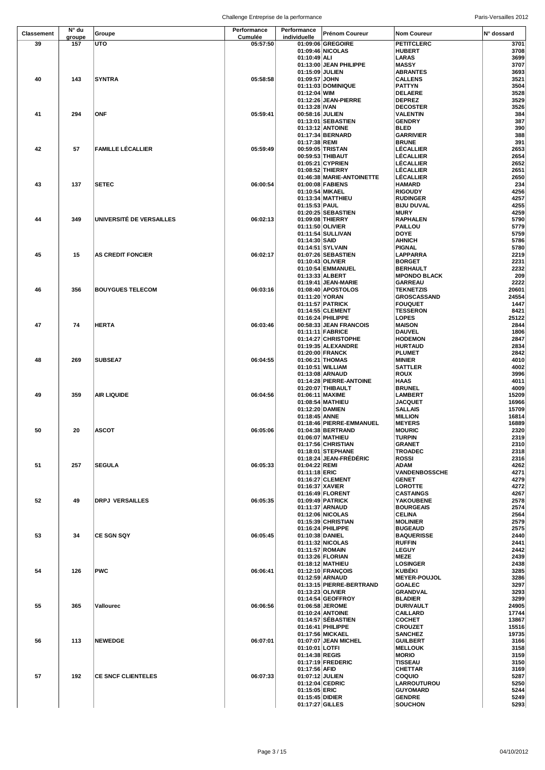| Classement | N° du groupe | Groupe | Performance Cumulée | Performance individuelle | Prénom Coureur | Nom Coureur | N° dossard |
|---|---|---|---|---|---|---|---|
| 39 | 157 | UTO | 05:57:50 | 01:09:06 | GREGOIRE | PETITCLERC | 3701 |
| | | | | 01:09:46 | NICOLAS | HUBERT | 3708 |
| | | | | 01:10:49 | ALI | LARAS | 3699 |
| | | | | 01:13:00 | JEAN PHILIPPE | MASSY | 3707 |
| | | | | 01:15:09 | JULIEN | ABRANTES | 3693 |
| 40 | 143 | SYNTRA | 05:58:58 | 01:09:57 | JOHN | CALLENS | 3521 |
| | | | | 01:11:03 | DOMINIQUE | PATTYN | 3504 |
| | | | | 01:12:04 | WIM | DELAERE | 3528 |
| | | | | 01:12:26 | JEAN-PIERRE | DEPREZ | 3529 |
| | | | | 01:13:28 | IVAN | DECOSTER | 3526 |
| 41 | 294 | ONF | 05:59:41 | 00:58:16 | JULIEN | VALENTIN | 384 |
| | | | | 01:13:01 | SEBASTIEN | GENDRY | 387 |
| | | | | 01:13:12 | ANTOINE | BLED | 390 |
| | | | | 01:17:34 | BERNARD | GARRIVIER | 388 |
| | | | | 01:17:38 | REMI | BRUNE | 391 |
| 42 | 57 | FAMILLE LÉCALLIER | 05:59:49 | 00:59:05 | TRISTAN | LÉCALLIER | 2653 |
| | | | | 00:59:53 | THIBAUT | LÉCALLIER | 2654 |
| | | | | 01:05:21 | CYPRIEN | LÉCALLIER | 2652 |
| | | | | 01:08:52 | THIERRY | LÉCALLIER | 2651 |
| | | | | 01:46:38 | MARIE-ANTOINETTE | LÉCALLIER | 2650 |
| 43 | 137 | SETEC | 06:00:54 | 01:00:08 | FABIENS | HAMARD | 234 |
| | | | | 01:10:54 | MIKAEL | RIGOUDY | 4256 |
| | | | | 01:13:34 | MATTHIEU | RUDINGER | 4257 |
| | | | | 01:15:53 | PAUL | BIJU DUVAL | 4255 |
| | | | | 01:20:25 | SEBASTIEN | MURY | 4259 |
| 44 | 349 | UNIVERSITÉ DE VERSAILLES | 06:02:13 | 01:09:08 | THIERRY | RAPHALEN | 5790 |
| | | | | 01:11:50 | OLIVIER | PAILLOU | 5779 |
| | | | | 01:11:54 | SULLIVAN | DOYE | 5759 |
| | | | | 01:14:30 | SAID | AHNICH | 5786 |
| | | | | 01:14:51 | SYLVAIN | PIGNAL | 5780 |
| 45 | 15 | AS CREDIT FONCIER | 06:02:17 | 01:07:26 | SEBASTIEN | LAPPARRA | 2219 |
| | | | | 01:10:43 | OLIVIER | BORGET | 2231 |
| | | | | 01:10:54 | EMMANUEL | BERHAULT | 2232 |
| | | | | 01:13:33 | ALBERT | MPONDO BLACK | 209 |
| | | | | 01:19:41 | JEAN-MARIE | GARREAU | 2222 |
| 46 | 356 | BOUYGUES TELECOM | 06:03:16 | 01:08:40 | APOSTOLOS | TEKNETZIS | 20601 |
| | | | | 01:11:20 | YORAN | GROSCASSAND | 24554 |
| | | | | 01:11:57 | PATRICK | FOUQUET | 1447 |
| | | | | 01:14:55 | CLEMENT | TESSERON | 8421 |
| | | | | 01:16:24 | PHILIPPE | LOPES | 25122 |
| 47 | 74 | HERTA | 06:03:46 | 00:58:33 | JEAN FRANCOIS | MAISON | 2844 |
| | | | | 01:11:11 | FABRICE | DAUVEL | 1806 |
| | | | | 01:14:27 | CHRISTOPHE | HODEMON | 2847 |
| | | | | 01:19:35 | ALEXANDRE | HURTAUD | 2834 |
| | | | | 01:20:00 | FRANCK | PLUMET | 2842 |
| 48 | 269 | SUBSEA7 | 06:04:55 | 01:06:21 | THOMAS | MINIER | 4010 |
| | | | | 01:10:51 | WILLIAM | SATTLER | 4002 |
| | | | | 01:13:08 | ARNAUD | ROUX | 3996 |
| | | | | 01:14:28 | PIERRE-ANTOINE | HAAS | 4011 |
| | | | | 01:20:07 | THIBAULT | BRUNEL | 4009 |
| 49 | 359 | AIR LIQUIDE | 06:04:56 | 01:06:11 | MAXIME | LAMBERT | 15209 |
| | | | | 01:08:54 | MATHIEU | JACQUET | 16966 |
| | | | | 01:12:20 | DAMIEN | SALLAIS | 15709 |
| | | | | 01:18:45 | ANNE | MILLION | 16814 |
| | | | | 01:18:46 | PIERRE-EMMANUEL | MEYERS | 16889 |
| 50 | 20 | ASCOT | 06:05:06 | 01:04:38 | BERTRAND | MOURIC | 2320 |
| | | | | 01:06:07 | MATHIEU | TURPIN | 2319 |
| | | | | 01:17:56 | CHRISTIAN | GRANET | 2310 |
| | | | | 01:18:01 | STEPHANE | TROADEC | 2318 |
| | | | | 01:18:24 | JEAN-FRÉDÉRIC | ROSSI | 2316 |
| 51 | 257 | SEGULA | 06:05:33 | 01:04:22 | REMI | ADAM | 4262 |
| | | | | 01:11:18 | ERIC | VANDENBOSSCHE | 4271 |
| | | | | 01:16:27 | CLEMENT | GENET | 4279 |
| | | | | 01:16:37 | XAVIER | LOROTTE | 4272 |
| | | | | 01:16:49 | FLORENT | CASTAINGS | 4267 |
| 52 | 49 | DRPJ VERSAILLES | 06:05:35 | 01:09:49 | PATRICK | YAKOUBENE | 2578 |
| | | | | 01:11:37 | ARNAUD | BOURGEAIS | 2574 |
| | | | | 01:12:06 | NICOLAS | CELINA | 2564 |
| | | | | 01:15:39 | CHRISTIAN | MOLINIER | 2579 |
| | | | | 01:16:24 | PHILIPPE | BUGEAUD | 2575 |
| 53 | 34 | CE SGN SQY | 06:05:45 | 01:10:38 | DANIEL | BAQUERISSE | 2440 |
| | | | | 01:11:32 | NICOLAS | RUFFIN | 2441 |
| | | | | 01:11:57 | ROMAIN | LEGUY | 2442 |
| | | | | 01:13:26 | FLORIAN | MEZE | 2439 |
| | | | | 01:18:12 | MATHIEU | LOSINGER | 2438 |
| 54 | 126 | PWC | 06:06:41 | 01:12:10 | FRANÇOIS | KUBÉKI | 3285 |
| | | | | 01:12:59 | ARNAUD | MEYER-POUJOL | 3286 |
| | | | | 01:13:15 | PIERRE-BERTRAND | GOALEC | 3297 |
| | | | | 01:13:23 | OLIVIER | GRANDVAL | 3293 |
| | | | | 01:14:54 | GEOFFROY | BLADIER | 3299 |
| 55 | 365 | Vallourec | 06:06:56 | 01:06:58 | JEROME | DURIVAULT | 24905 |
| | | | | 01:10:24 | ANTOINE | CAILLARD | 17744 |
| | | | | 01:14:57 | SÉBASTIEN | COCHET | 13867 |
| | | | | 01:16:41 | PHILIPPE | CROUZET | 15516 |
| | | | | 01:17:56 | MICKAEL | SANCHEZ | 19735 |
| 56 | 113 | NEWEDGE | 06:07:01 | 01:07:07 | JEAN MICHEL | GUILBERT | 3166 |
| | | | | 01:10:01 | LOTFI | MELLOUK | 3158 |
| | | | | 01:14:38 | REGIS | MORIO | 3159 |
| | | | | 01:17:19 | FREDERIC | TISSEAU | 3150 |
| | | | | 01:17:56 | AFID | CHETTAR | 3169 |
| 57 | 192 | CE SNCF CLIENTELES | 06:07:33 | 01:07:12 | JULIEN | COQUIO | 5287 |
| | | | | 01:12:04 | CEDRIC | LARROUTUROU | 5250 |
| | | | | 01:15:05 | ERIC | GUYOMARD | 5244 |
| | | | | 01:15:45 | DIDIER | GENDRE | 5249 |
| | | | | 01:17:27 | GILLES | SOUCHON | 5293 |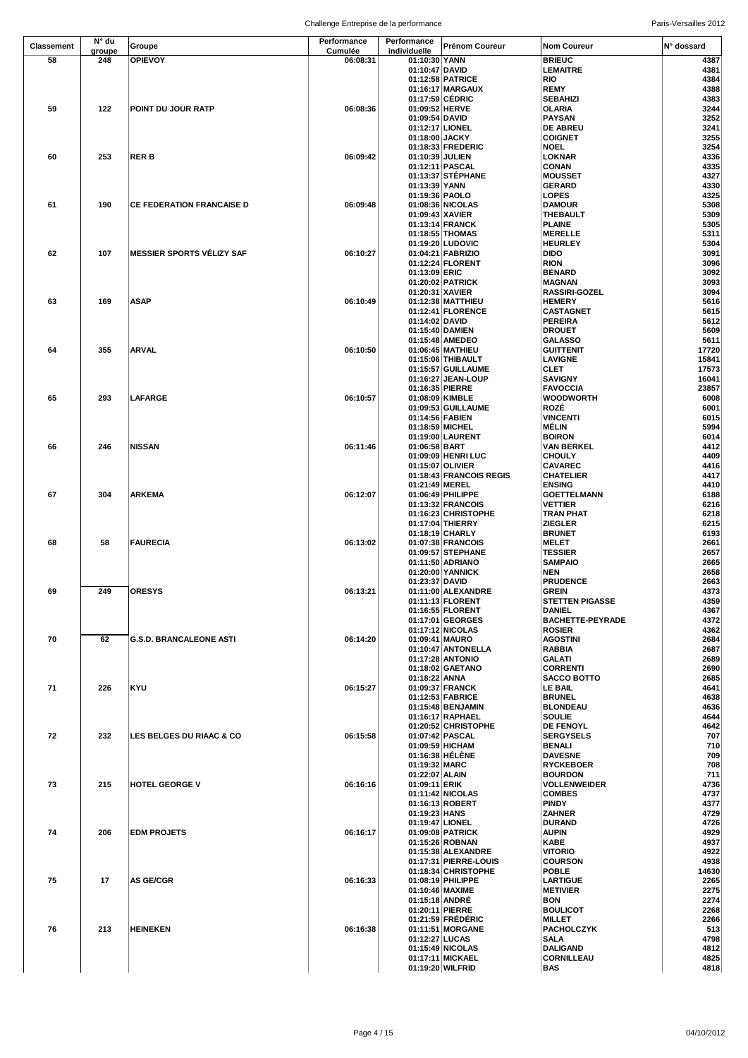| Classement | N° du groupe | Groupe | Performance Cumulée | Performance individuelle | Prénom Coureur | Nom Coureur | N° dossard |
|---|---|---|---|---|---|---|---|
| 58 | 248 | OPIEVOY | 06:08:31 | 01:10:30 | YANN | BRIEUC | 4387 |
| | | | | 01:10:47 | DAVID | LEMAITRE | 4381 |
| | | | | 01:12:58 | PATRICE | RIO | 4384 |
| | | | | 01:16:17 | MARGAUX | REMY | 4388 |
| | | | | 01:17:59 | CÉDRIC | SEBAHIZI | 4383 |
| 59 | 122 | POINT DU JOUR RATP | 06:08:36 | 01:09:52 | HERVE | OLARIA | 3244 |
| | | | | 01:09:54 | DAVID | PAYSAN | 3252 |
| | | | | 01:12:17 | LIONEL | DE ABREU | 3241 |
| | | | | 01:18:00 | JACKY | COIGNET | 3255 |
| | | | | 01:18:33 | FREDERIC | NOEL | 3254 |
| 60 | 253 | RER B | 06:09:42 | 01:10:39 | JULIEN | LOKNAR | 4336 |
| | | | | 01:12:11 | PASCAL | CONAN | 4335 |
| | | | | 01:13:37 | STÉPHANE | MOUSSET | 4327 |
| | | | | 01:13:39 | YANN | GERARD | 4330 |
| | | | | 01:19:36 | PAOLO | LOPES | 4325 |
| 61 | 190 | CE FEDERATION FRANCAISE D | 06:09:48 | 01:08:36 | NICOLAS | DAMOUR | 5308 |
| | | | | 01:09:43 | XAVIER | THEBAULT | 5309 |
| | | | | 01:13:14 | FRANCK | PLAINE | 5305 |
| | | | | 01:18:55 | THOMAS | MERELLE | 5311 |
| | | | | 01:19:20 | LUDOVIC | HEURLEY | 5304 |
| 62 | 107 | MESSIER SPORTS VÉLIZY SAF | 06:10:27 | 01:04:21 | FABRIZIO | DIDO | 3091 |
| | | | | 01:12:24 | FLORENT | RION | 3096 |
| | | | | 01:13:09 | ERIC | BENARD | 3092 |
| | | | | 01:20:02 | PATRICK | MAGNAN | 3093 |
| | | | | 01:20:31 | XAVIER | RASSIRI-GOZEL | 3094 |
| 63 | 169 | ASAP | 06:10:49 | 01:12:38 | MATTHIEU | HEMERY | 5616 |
| | | | | 01:12:41 | FLORENCE | CASTAGNET | 5615 |
| | | | | 01:14:02 | DAVID | PEREIRA | 5612 |
| | | | | 01:15:40 | DAMIEN | DROUET | 5609 |
| | | | | 01:15:48 | AMEDEO | GALASSO | 5611 |
| 64 | 355 | ARVAL | 06:10:50 | 01:06:45 | MATHIEU | GUITTENIT | 17720 |
| | | | | 01:15:06 | THIBAULT | LAVIGNE | 15841 |
| | | | | 01:15:57 | GUILLAUME | CLET | 17573 |
| | | | | 01:16:27 | JEAN-LOUP | SAVIGNY | 16041 |
| | | | | 01:16:35 | PIERRE | FAVOCCIA | 23857 |
| 65 | 293 | LAFARGE | 06:10:57 | 01:08:09 | KIMBLE | WOODWORTH | 6008 |
| | | | | 01:09:53 | GUILLAUME | ROZÉ | 6001 |
| | | | | 01:14:56 | FABIEN | VINCENTI | 6015 |
| | | | | 01:18:59 | MICHEL | MÉLIN | 5994 |
| | | | | 01:19:00 | LAURENT | BOIRON | 6014 |
| 66 | 246 | NISSAN | 06:11:46 | 01:06:58 | BART | VAN BERKEL | 4412 |
| | | | | 01:09:09 | HENRI LUC | CHOULY | 4409 |
| | | | | 01:15:07 | OLIVIER | CAVAREC | 4416 |
| | | | | 01:18:43 | FRANCOIS REGIS | CHATELIER | 4417 |
| | | | | 01:21:49 | MEREL | ENSING | 4410 |
| 67 | 304 | ARKEMA | 06:12:07 | 01:06:49 | PHILIPPE | GOETTELMANN | 6188 |
| | | | | 01:13:32 | FRANCOIS | VETTIER | 6216 |
| | | | | 01:16:23 | CHRISTOPHE | TRAN PHAT | 6218 |
| | | | | 01:17:04 | THIERRY | ZIEGLER | 6215 |
| | | | | 01:18:19 | CHARLY | BRUNET | 6193 |
| 68 | 58 | FAURECIA | 06:13:02 | 01:07:38 | FRANCOIS | MELET | 2661 |
| | | | | 01:09:57 | STEPHANE | TESSIER | 2657 |
| | | | | 01:11:50 | ADRIANO | SAMPAIO | 2665 |
| | | | | 01:20:00 | YANNICK | NEN | 2658 |
| | | | | 01:23:37 | DAVID | PRUDENCE | 2663 |
| 69 | 249 | ORESYS | 06:13:21 | 01:11:00 | ALEXANDRE | GREIN | 4373 |
| | | | | 01:11:13 | FLORENT | STETTEN PIGASSE | 4359 |
| | | | | 01:16:55 | FLORENT | DANIEL | 4367 |
| | | | | 01:17:01 | GEORGES | BACHETTE-PEYRADE | 4372 |
| | | | | 01:17:12 | NICOLAS | ROSIER | 4362 |
| 70 | 62 | G.S.D. BRANCALEONE ASTI | 06:14:20 | 01:09:41 | MAURO | AGOSTINI | 2684 |
| | | | | 01:10:47 | ANTONELLA | RABBIA | 2687 |
| | | | | 01:17:28 | ANTONIO | GALATI | 2689 |
| | | | | 01:18:02 | GAETANO | CORRENTI | 2690 |
| | | | | 01:18:22 | ANNA | SACCO BOTTO | 2685 |
| 71 | 226 | KYU | 06:15:27 | 01:09:37 | FRANCK | LE BAIL | 4641 |
| | | | | 01:12:53 | FABRICE | BRUNEL | 4638 |
| | | | | 01:15:48 | BENJAMIN | BLONDEAU | 4636 |
| | | | | 01:16:17 | RAPHAEL | SOULIE | 4644 |
| | | | | 01:20:52 | CHRISTOPHE | DE FENOYL | 4642 |
| 72 | 232 | LES BELGES DU RIAAC & CO | 06:15:58 | 01:07:42 | PASCAL | SERGYSELS | 707 |
| | | | | 01:09:59 | HICHAM | BENALI | 710 |
| | | | | 01:16:38 | HÉLÈNE | DAVESNE | 709 |
| | | | | 01:19:32 | MARC | RYCKEBOER | 708 |
| | | | | 01:22:07 | ALAIN | BOURDON | 711 |
| 73 | 215 | HOTEL GEORGE V | 06:16:16 | 01:09:11 | ERIK | VOLLENWEIDER | 4736 |
| | | | | 01:11:42 | NICOLAS | COMBES | 4737 |
| | | | | 01:16:13 | ROBERT | PINDY | 4377 |
| | | | | 01:19:23 | HANS | ZAHNER | 4729 |
| | | | | 01:19:47 | LIONEL | DURAND | 4726 |
| 74 | 206 | EDM PROJETS | 06:16:17 | 01:09:08 | PATRICK | AUPIN | 4929 |
| | | | | 01:15:26 | ROBNAN | KABE | 4937 |
| | | | | 01:15:38 | ALEXANDRE | VITORIO | 4922 |
| | | | | 01:17:31 | PIERRE-LOUIS | COURSON | 4938 |
| | | | | 01:18:34 | CHRISTOPHE | POBLE | 14630 |
| 75 | 17 | AS GE/CGR | 06:16:33 | 01:08:19 | PHILIPPE | LARTIGUE | 2265 |
| | | | | 01:10:46 | MAXIME | METIVIER | 2275 |
| | | | | 01:15:18 | ANDRÉ | BON | 2274 |
| | | | | 01:20:11 | PIERRE | BOULICOT | 2268 |
| | | | | 01:21:59 | FRÉDÉRIC | MILLET | 2266 |
| 76 | 213 | HEINEKEN | 06:16:38 | 01:11:51 | MORGANE | PACHOLCZYK | 513 |
| | | | | 01:12:27 | LUCAS | SALA | 4798 |
| | | | | 01:15:49 | NICOLAS | DALIGAND | 4812 |
| | | | | 01:17:11 | MICKAEL | CORNILLEAU | 4825 |
| | | | | 01:19:20 | WILFRID | BAS | 4818 |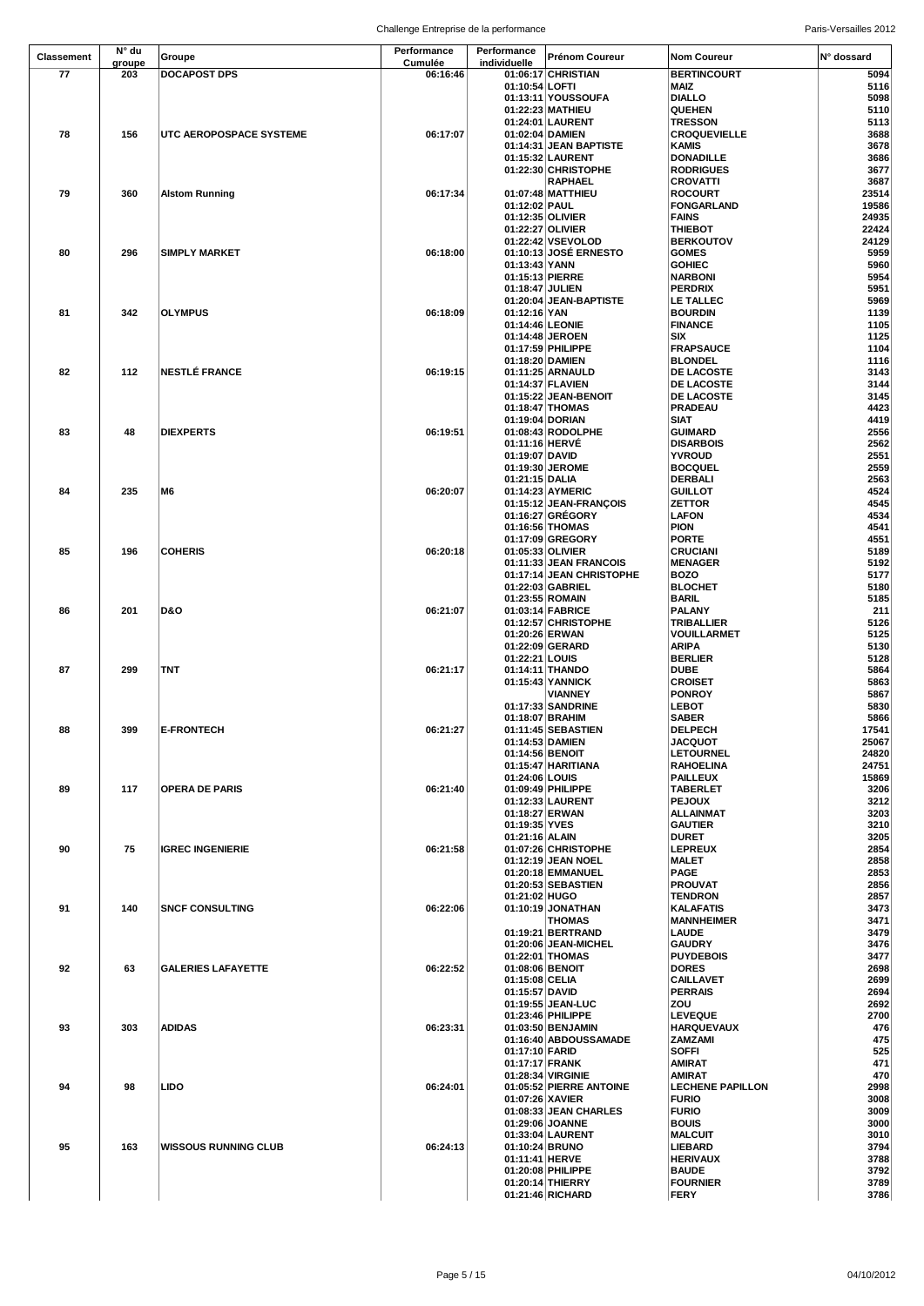| Classement | N° du groupe | Groupe | Performance Cumulée | Performance individuelle | Prénom Coureur | Nom Coureur | N° dossard |
|---|---|---|---|---|---|---|---|
| 77 | 203 | DOCAPOST DPS | 06:16:46 | 01:06:17 | CHRISTIAN | BERTINCOURT | 5094 |
| | | | | 01:10:54 | LOFTI | MAIZ | 5116 |
| | | | | 01:13:11 | YOUSSOUFA | DIALLO | 5098 |
| | | | | 01:22:23 | MATHIEU | QUEHEN | 5110 |
| | | | | 01:24:01 | LAURENT | TRESSON | 5113 |
| 78 | 156 | UTC AEROPOSPACE SYSTEME | 06:17:07 | 01:02:04 | DAMIEN | CROQUEVIELLE | 3688 |
| | | | | 01:14:31 | JEAN BAPTISTE | KAMIS | 3678 |
| | | | | 01:15:32 | LAURENT | DONADILLE | 3686 |
| | | | | 01:22:30 | CHRISTOPHE | RODRIGUES | 3677 |
| | | | | | RAPHAEL | CROVATTI | 3687 |
| 79 | 360 | Alstom Running | 06:17:34 | 01:07:48 | MATTHIEU | ROCOURT | 23514 |
| | | | | 01:12:02 | PAUL | FONGARLAND | 19586 |
| | | | | 01:12:35 | OLIVIER | FAINS | 24935 |
| | | | | 01:22:27 | OLIVIER | THIEBOT | 22424 |
| | | | | 01:22:42 | VSEVOLOD | BERKOUTOV | 24129 |
| 80 | 296 | SIMPLY MARKET | 06:18:00 | 01:10:13 | JOSÉ ERNESTO | GOMES | 5959 |
| | | | | 01:13:43 | YANN | GOHIEC | 5960 |
| | | | | 01:15:13 | PIERRE | NARBONI | 5954 |
| | | | | 01:18:47 | JULIEN | PERDRIX | 5951 |
| | | | | 01:20:04 | JEAN-BAPTISTE | LE TALLEC | 5969 |
| 81 | 342 | OLYMPUS | 06:18:09 | 01:12:16 | YAN | BOURDIN | 1139 |
| | | | | 01:14:46 | LEONIE | FINANCE | 1105 |
| | | | | 01:14:48 | JEROEN | SIX | 1125 |
| | | | | 01:17:59 | PHILIPPE | FRAPSAUCE | 1104 |
| | | | | 01:18:20 | DAMIEN | BLONDEL | 1116 |
| 82 | 112 | NESTLÉ FRANCE | 06:19:15 | 01:11:25 | ARNAULD | DE LACOSTE | 3143 |
| | | | | 01:14:37 | FLAVIEN | DE LACOSTE | 3144 |
| | | | | 01:15:22 | JEAN-BENOIT | DE LACOSTE | 3145 |
| | | | | 01:18:47 | THOMAS | PRADEAU | 4423 |
| | | | | 01:19:04 | DORIAN | SIAT | 4419 |
| 83 | 48 | DIEXPERTS | 06:19:51 | 01:08:43 | RODOLPHE | GUIMARD | 2556 |
| | | | | 01:11:16 | HERVÉ | DISARBOIS | 2562 |
| | | | | 01:19:07 | DAVID | YVROUD | 2551 |
| | | | | 01:19:30 | JEROME | BOCQUEL | 2559 |
| | | | | 01:21:15 | DALIA | DERBALI | 2563 |
| 84 | 235 | M6 | 06:20:07 | 01:14:23 | AYMERIC | GUILLOT | 4524 |
| | | | | 01:15:12 | JEAN-FRANÇOIS | ZETTOR | 4545 |
| | | | | 01:16:27 | GRÉGORY | LAFON | 4534 |
| | | | | 01:16:56 | THOMAS | PION | 4541 |
| | | | | 01:17:09 | GREGORY | PORTE | 4551 |
| 85 | 196 | COHERIS | 06:20:18 | 01:05:33 | OLIVIER | CRUCIANI | 5189 |
| | | | | 01:11:33 | JEAN FRANCOIS | MENAGER | 5192 |
| | | | | 01:17:14 | JEAN CHRISTOPHE | BOZO | 5177 |
| | | | | 01:22:03 | GABRIEL | BLOCHET | 5180 |
| | | | | 01:23:55 | ROMAIN | BARIL | 5185 |
| 86 | 201 | D&O | 06:21:07 | 01:03:14 | FABRICE | PALANY | 211 |
| | | | | 01:12:57 | CHRISTOPHE | TRIBALLIER | 5126 |
| | | | | 01:20:26 | ERWAN | VOUILLARMET | 5125 |
| | | | | 01:22:09 | GERARD | ARIPA | 5130 |
| | | | | 01:22:21 | LOUIS | BERLIER | 5128 |
| 87 | 299 | TNT | 06:21:17 | 01:14:11 | THANDO | DUBE | 5864 |
| | | | | 01:15:43 | YANNICK | CROISET | 5863 |
| | | | | | VIANNEY | PONROY | 5867 |
| | | | | 01:17:33 | SANDRINE | LEBOT | 5830 |
| | | | | 01:18:07 | BRAHIM | SABER | 5866 |
| 88 | 399 | E-FRONTECH | 06:21:27 | 01:11:45 | SEBASTIEN | DELPECH | 17541 |
| | | | | 01:14:53 | DAMIEN | JACQUOT | 25067 |
| | | | | 01:14:56 | BENOIT | LETOURNEL | 24820 |
| | | | | 01:15:47 | HARITIANA | RAHOELINA | 24751 |
| | | | | 01:24:06 | LOUIS | PAILLEUX | 15869 |
| 89 | 117 | OPERA DE PARIS | 06:21:40 | 01:09:49 | PHILIPPE | TABERLET | 3206 |
| | | | | 01:12:33 | LAURENT | PEJOUX | 3212 |
| | | | | 01:18:27 | ERWAN | ALLAINMAT | 3203 |
| | | | | 01:19:35 | YVES | GAUTIER | 3210 |
| | | | | 01:21:16 | ALAIN | DURET | 3205 |
| 90 | 75 | IGREC INGENIERIE | 06:21:58 | 01:07:26 | CHRISTOPHE | LEPREUX | 2854 |
| | | | | 01:12:19 | JEAN NOEL | MALET | 2858 |
| | | | | 01:20:18 | EMMANUEL | PAGE | 2853 |
| | | | | 01:20:53 | SEBASTIEN | PROUVAT | 2856 |
| | | | | 01:21:02 | HUGO | TENDRON | 2857 |
| 91 | 140 | SNCF CONSULTING | 06:22:06 | 01:10:19 | JONATHAN | KALAFATIS | 3473 |
| | | | | | THOMAS | MANNHEIMER | 3471 |
| | | | | 01:19:21 | BERTRAND | LAUDE | 3479 |
| | | | | 01:20:06 | JEAN-MICHEL | GAUDRY | 3476 |
| | | | | 01:22:01 | THOMAS | PUYDEBOIS | 3477 |
| 92 | 63 | GALERIES LAFAYETTE | 06:22:52 | 01:08:06 | BENOIT | DORES | 2698 |
| | | | | 01:15:08 | CELIA | CAILLAVET | 2699 |
| | | | | 01:15:57 | DAVID | PERRAIS | 2694 |
| | | | | 01:19:55 | JEAN-LUC | ZOU | 2692 |
| | | | | 01:23:46 | PHILIPPE | LEVEQUE | 2700 |
| 93 | 303 | ADIDAS | 06:23:31 | 01:03:50 | BENJAMIN | HARQUEVAUX | 476 |
| | | | | 01:16:40 | ABDOUSSAMADE | ZAMZAMI | 475 |
| | | | | 01:17:10 | FARID | SOFFI | 525 |
| | | | | 01:17:17 | FRANK | AMIRAT | 471 |
| | | | | 01:28:34 | VIRGINIE | AMIRAT | 470 |
| 94 | 98 | LIDO | 06:24:01 | 01:05:52 | PIERRE ANTOINE | LECHENE PAPILLON | 2998 |
| | | | | 01:07:26 | XAVIER | FURIO | 3008 |
| | | | | 01:08:33 | JEAN CHARLES | FURIO | 3009 |
| | | | | 01:29:06 | JOANNE | BOUIS | 3000 |
| | | | | 01:33:04 | LAURENT | MALCUIT | 3010 |
| 95 | 163 | WISSOUS RUNNING CLUB | 06:24:13 | 01:10:24 | BRUNO | LIEBARD | 3794 |
| | | | | 01:11:41 | HERVE | HERIVAUX | 3788 |
| | | | | 01:20:08 | PHILIPPE | BAUDE | 3792 |
| | | | | 01:20:14 | THIERRY | FOURNIER | 3789 |
| | | | | 01:21:46 | RICHARD | FERY | 3786 |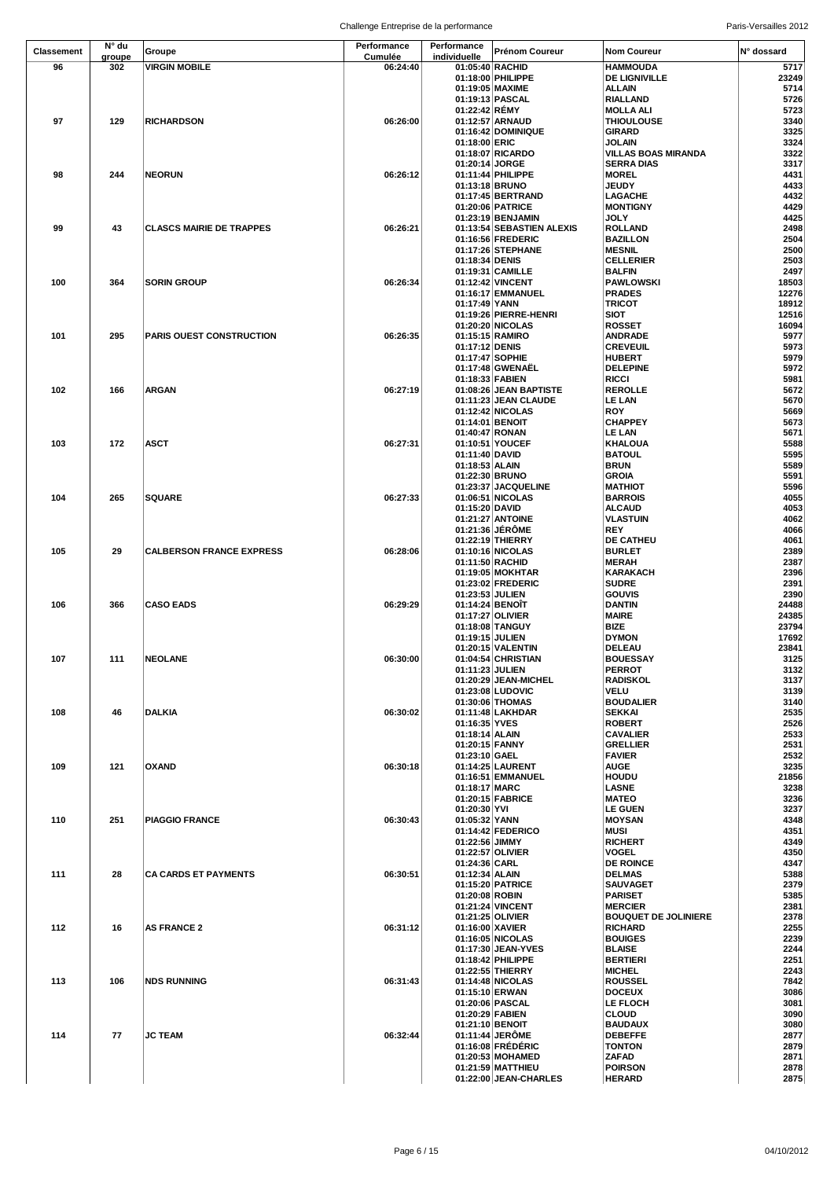| Classement | N° du groupe | Groupe | Performance Cumulée | Performance individuelle | Prénom Coureur | Nom Coureur | N° dossard |
|---|---|---|---|---|---|---|---|
| 96 | 302 | VIRGIN MOBILE | 06:24:40 | 01:05:40 | RACHID | HAMMOUDA | 5717 |
| | | | | 01:18:00 | PHILIPPE | DE LIGNIVILLE | 23249 |
| | | | | 01:19:05 | MAXIME | ALLAIN | 5714 |
| | | | | 01:19:13 | PASCAL | RIALLAND | 5726 |
| | | | | 01:22:42 | RÉMY | MOLLA ALI | 5723 |
| 97 | 129 | RICHARDSON | 06:26:00 | 01:12:57 | ARNAUD | THIOULOUSE | 3340 |
| | | | | 01:16:42 | DOMINIQUE | GIRARD | 3325 |
| | | | | 01:18:00 | ERIC | JOLAIN | 3324 |
| | | | | 01:18:07 | RICARDO | VILLAS BOAS MIRANDA | 3322 |
| | | | | 01:20:14 | JORGE | SERRA DIAS | 3317 |
| 98 | 244 | NEORUN | 06:26:12 | 01:11:44 | PHILIPPE | MOREL | 4431 |
| | | | | 01:13:18 | BRUNO | JEUDY | 4433 |
| | | | | 01:17:45 | BERTRAND | LAGACHE | 4432 |
| | | | | 01:20:06 | PATRICE | MONTIGNY | 4429 |
| | | | | 01:23:19 | BENJAMIN | JOLY | 4425 |
| 99 | 43 | CLASCS MAIRIE DE TRAPPES | 06:26:21 | 01:13:54 | SEBASTIEN ALEXIS | ROLLAND | 2498 |
| | | | | 01:16:56 | FREDERIC | BAZILLON | 2504 |
| | | | | 01:17:26 | STEPHANE | MESNIL | 2500 |
| | | | | 01:18:34 | DENIS | CELLERIER | 2503 |
| | | | | 01:19:31 | CAMILLE | BALFIN | 2497 |
| 100 | 364 | SORIN GROUP | 06:26:34 | 01:12:42 | VINCENT | PAWLOWSKI | 18503 |
| | | | | 01:16:17 | EMMANUEL | PRADES | 12276 |
| | | | | 01:17:49 | YANN | TRICOT | 18912 |
| | | | | 01:19:26 | PIERRE-HENRI | SIOT | 12516 |
| | | | | 01:20:20 | NICOLAS | ROSSET | 16094 |
| 101 | 295 | PARIS OUEST CONSTRUCTION | 06:26:35 | 01:15:15 | RAMIRO | ANDRADE | 5977 |
| | | | | 01:17:12 | DENIS | CREVEUIL | 5973 |
| | | | | 01:17:47 | SOPHIE | HUBERT | 5979 |
| | | | | 01:17:48 | GWENAËL | DELEPINE | 5972 |
| | | | | 01:18:33 | FABIEN | RICCI | 5981 |
| 102 | 166 | ARGAN | 06:27:19 | 01:08:26 | JEAN BAPTISTE | REROLLE | 5672 |
| | | | | 01:11:23 | JEAN CLAUDE | LE LAN | 5670 |
| | | | | 01:12:42 | NICOLAS | ROY | 5669 |
| | | | | 01:14:01 | BENOIT | CHAPPEY | 5673 |
| | | | | 01:40:47 | RONAN | LE LAN | 5671 |
| 103 | 172 | ASCT | 06:27:31 | 01:10:51 | YOUCEF | KHALOUA | 5588 |
| | | | | 01:11:40 | DAVID | BATOUL | 5595 |
| | | | | 01:18:53 | ALAIN | BRUN | 5589 |
| | | | | 01:22:30 | BRUNO | GROIA | 5591 |
| | | | | 01:23:37 | JACQUELINE | MATHIOT | 5596 |
| 104 | 265 | SQUARE | 06:27:33 | 01:06:51 | NICOLAS | BARROIS | 4055 |
| | | | | 01:15:20 | DAVID | ALCAUD | 4053 |
| | | | | 01:21:27 | ANTOINE | VLASTUIN | 4062 |
| | | | | 01:21:36 | JÉRÔME | REY | 4066 |
| | | | | 01:22:19 | THIERRY | DE CATHEU | 4061 |
| 105 | 29 | CALBERSON FRANCE EXPRESS | 06:28:06 | 01:10:16 | NICOLAS | BURLET | 2389 |
| | | | | 01:11:50 | RACHID | MERAH | 2387 |
| | | | | 01:19:05 | MOKHTAR | KARAKACH | 2396 |
| | | | | 01:23:02 | FREDERIC | SUDRE | 2391 |
| | | | | 01:23:53 | JULIEN | GOUVIS | 2390 |
| 106 | 366 | CASO EADS | 06:29:29 | 01:14:24 | BENOÎT | DANTIN | 24488 |
| | | | | 01:17:27 | OLIVIER | MAIRE | 24385 |
| | | | | 01:18:08 | TANGUY | BIZE | 23794 |
| | | | | 01:19:15 | JULIEN | DYMON | 17692 |
| | | | | 01:20:15 | VALENTIN | DELEAU | 23841 |
| 107 | 111 | NEOLANE | 06:30:00 | 01:04:54 | CHRISTIAN | BOUESSAY | 3125 |
| | | | | 01:11:23 | JULIEN | PERROT | 3132 |
| | | | | 01:20:29 | JEAN-MICHEL | RADISKOL | 3137 |
| | | | | 01:23:08 | LUDOVIC | VELU | 3139 |
| | | | | 01:30:06 | THOMAS | BOUDALIER | 3140 |
| 108 | 46 | DALKIA | 06:30:02 | 01:11:48 | LAKHDAR | SEKKAI | 2535 |
| | | | | 01:16:35 | YVES | ROBERT | 2526 |
| | | | | 01:18:14 | ALAIN | CAVALIER | 2533 |
| | | | | 01:20:15 | FANNY | GRELLIER | 2531 |
| | | | | 01:23:10 | GAEL | FAVIER | 2532 |
| 109 | 121 | OXAND | 06:30:18 | 01:14:25 | LAURENT | AUGE | 3235 |
| | | | | 01:16:51 | EMMANUEL | HOUDU | 21856 |
| | | | | 01:18:17 | MARC | LASNE | 3238 |
| | | | | 01:20:15 | FABRICE | MATEO | 3236 |
| | | | | 01:20:30 | YVI | LE GUEN | 3237 |
| 110 | 251 | PIAGGIO FRANCE | 06:30:43 | 01:05:32 | YANN | MOYSAN | 4348 |
| | | | | 01:14:42 | FEDERICO | MUSI | 4351 |
| | | | | 01:22:56 | JIMMY | RICHERT | 4349 |
| | | | | 01:22:57 | OLIVIER | VOGEL | 4350 |
| | | | | 01:24:36 | CARL | DE ROINCE | 4347 |
| 111 | 28 | CA CARDS ET PAYMENTS | 06:30:51 | 01:12:34 | ALAIN | DELMAS | 5388 |
| | | | | 01:15:20 | PATRICE | SAUVAGET | 2379 |
| | | | | 01:20:08 | ROBIN | PARISET | 5385 |
| | | | | 01:21:24 | VINCENT | MERCIER | 2381 |
| | | | | 01:21:25 | OLIVIER | BOUQUET DE JOLINIERE | 2378 |
| 112 | 16 | AS FRANCE 2 | 06:31:12 | 01:16:00 | XAVIER | RICHARD | 2255 |
| | | | | 01:16:05 | NICOLAS | BOUIGES | 2239 |
| | | | | 01:17:30 | JEAN-YVES | BLAISE | 2244 |
| | | | | 01:18:42 | PHILIPPE | BERTIERI | 2251 |
| | | | | 01:22:55 | THIERRY | MICHEL | 2243 |
| 113 | 106 | NDS RUNNING | 06:31:43 | 01:14:48 | NICOLAS | ROUSSEL | 7842 |
| | | | | 01:15:10 | ERWAN | DOCEUX | 3086 |
| | | | | 01:20:06 | PASCAL | LE FLOCH | 3081 |
| | | | | 01:20:29 | FABIEN | CLOUD | 3090 |
| | | | | 01:21:10 | BENOIT | BAUDAUX | 3080 |
| 114 | 77 | JC TEAM | 06:32:44 | 01:11:44 | JERÔME | DEBEFFE | 2877 |
| | | | | 01:16:08 | FRÉDÉRIC | TONTON | 2879 |
| | | | | 01:20:53 | MOHAMED | ZAFAD | 2871 |
| | | | | 01:21:59 | MATTHIEU | POIRSON | 2878 |
| | | | | 01:22:00 | JEAN-CHARLES | HERARD | 2875 |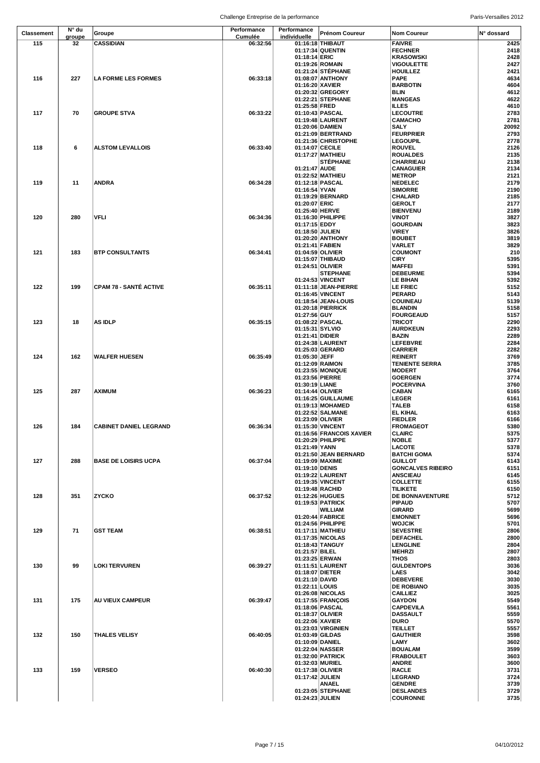| Classement | N° du groupe | Groupe | Performance Cumulée | Performance individuelle | Prénom Coureur | Nom Coureur | N° dossard |
|---|---|---|---|---|---|---|---|
| 115 | 32 | CASSIDIAN | 06:32:56 | 01:16:18 | THIBAUT | FAIVRE | 2425 |
| | | | | 01:17:34 | QUENTIN | FECHNER | 2418 |
| | | | | 01:18:14 | ERIC | KRASOWSKI | 2428 |
| | | | | 01:19:26 | ROMAIN | VIGOULETTE | 2427 |
| | | | | 01:21:24 | STÉPHANE | HOUILLEZ | 2421 |
| 116 | 227 | LA FORME LES FORMES | 06:33:18 | 01:08:07 | ANTHONY | PAPE | 4634 |
| | | | | 01:16:20 | XAVIER | BARBOTIN | 4604 |
| | | | | 01:20:32 | GREGORY | BLIN | 4612 |
| | | | | 01:22:21 | STEPHANE | MANGEAS | 4622 |
| | | | | 01:25:58 | FRED | ILLES | 4610 |
| 117 | 70 | GROUPE STVA | 06:33:22 | 01:10:43 | PASCAL | LECOUTRE | 2783 |
| | | | | 01:19:48 | LAURENT | CAMACHO | 2781 |
| | | | | 01:20:06 | DAMIEN | SALY | 20092 |
| | | | | 01:21:09 | BERTRAND | FEURPRIER | 2793 |
| | | | | 01:21:36 | CHRISTOPHE | LEGOUPIL | 2778 |
| 118 | 6 | ALSTOM LEVALLOIS | 06:33:40 | 01:14:07 | CECILE | ROUVEL | 2126 |
| | | | | 01:17:27 | MATHIEU | ROUALDES | 2135 |
| | | | | | STÉPHANE | CHARRIEAU | 2138 |
| | | | | 01:21:47 | AUDE | CANAGUIER | 2134 |
| | | | | 01:22:52 | MATHIEU | METROP | 2121 |
| 119 | 11 | ANDRA | 06:34:28 | 01:12:18 | PASCAL | NEDELEC | 2179 |
| | | | | 01:16:54 | YVAN | SIMORRE | 2190 |
| | | | | 01:19:29 | BERNARD | CHALARD | 2185 |
| | | | | 01:20:07 | ERIC | GEROLT | 2177 |
| | | | | 01:25:40 | HERVE | BIENVENU | 2189 |
| 120 | 280 | VFLI | 06:34:36 | 01:16:30 | PHILIPPE | VINOT | 3827 |
| | | | | 01:17:15 | EDDY | GOURDAIN | 3823 |
| | | | | 01:18:50 | JULIEN | VIREY | 3826 |
| | | | | 01:20:20 | ANTHONY | BOUBET | 3819 |
| | | | | 01:21:41 | FABIEN | VARLET | 3829 |
| 121 | 183 | BTP CONSULTANTS | 06:34:41 | 01:04:59 | OLIVIER | COUMONT | 210 |
| | | | | 01:15:07 | THIBAUD | CIRY | 5395 |
| | | | | 01:24:51 | OLIVIER | MAFFEI | 5391 |
| | | | | | STEPHANE | DEBEURME | 5394 |
| | | | | 01:24:53 | VINCENT | LE BIHAN | 5392 |
| 122 | 199 | CPAM 78 - SANTÉ ACTIVE | 06:35:11 | 01:11:18 | JEAN-PIERRE | LE FRIEC | 5152 |
| | | | | 01:16:45 | VINCENT | PERARD | 5143 |
| | | | | 01:18:54 | JEAN-LOUIS | COUINEAU | 5139 |
| | | | | 01:20:18 | PIERRICK | BLANDIN | 5158 |
| | | | | 01:27:56 | GUY | FOURGEAUD | 5157 |
| 123 | 18 | AS IDLP | 06:35:15 | 01:08:22 | PASCAL | TRICOT | 2290 |
| | | | | 01:15:31 | SYLVIO | AURDKEUN | 2293 |
| | | | | 01:21:41 | DIDIER | BAZIN | 2289 |
| | | | | 01:24:38 | LAURENT | LEFEBVRE | 2284 |
| | | | | 01:25:03 | GERARD | CARRIER | 2282 |
| 124 | 162 | WALFER HUESEN | 06:35:49 | 01:05:30 | JEFF | REINERT | 3769 |
| | | | | 01:12:09 | RAIMON | TENIENTE SERRA | 3785 |
| | | | | 01:23:55 | MONIQUE | MODERT | 3764 |
| | | | | 01:23:56 | PIERRE | GOERGEN | 3774 |
| | | | | 01:30:19 | LIANE | POCERVINA | 3760 |
| 125 | 287 | AXIMUM | 06:36:23 | 01:14:44 | OLIVIER | CABAN | 6165 |
| | | | | 01:16:25 | GUILLAUME | LEGER | 6161 |
| | | | | 01:19:13 | MOHAMED | TALEB | 6158 |
| | | | | 01:22:52 | SALMANE | EL KIHAL | 6163 |
| | | | | 01:23:09 | OLIVIER | FIEDLER | 6166 |
| 126 | 184 | CABINET DANIEL LEGRAND | 06:36:34 | 01:15:30 | VINCENT | FROMAGEOT | 5380 |
| | | | | 01:16:56 | FRANCOIS XAVIER | CLAIRC | 5375 |
| | | | | 01:20:29 | PHILIPPE | NOBLE | 5377 |
| | | | | 01:21:49 | YANN | LACOTE | 5378 |
| | | | | 01:21:50 | JEAN BERNARD | BATCHI GOMA | 5374 |
| 127 | 288 | BASE DE LOISIRS UCPA | 06:37:04 | 01:19:09 | MAXIME | GUILLOT | 6143 |
| | | | | 01:19:10 | DENIS | GONCALVES RIBEIRO | 6151 |
| | | | | 01:19:22 | LAURENT | ANSCIEAU | 6145 |
| | | | | 01:19:35 | VINCENT | COLLETTE | 6155 |
| | | | | 01:19:48 | RACHID | TILIKETE | 6150 |
| 128 | 351 | ZYCKO | 06:37:52 | 01:12:26 | HUGUES | DE BONNAVENTURE | 5712 |
| | | | | 01:19:53 | PATRICK | PIPAUD | 5707 |
| | | | | | WILLIAM | GIRARD | 5699 |
| | | | | 01:20:44 | FABRICE | EMONNET | 5696 |
| | | | | 01:24:56 | PHILIPPE | WOJCIK | 5701 |
| 129 | 71 | GST TEAM | 06:38:51 | 01:17:11 | MATHIEU | SEVESTRE | 2806 |
| | | | | 01:17:35 | NICOLAS | DEFACHEL | 2800 |
| | | | | 01:18:43 | TANGUY | LENGLINE | 2804 |
| | | | | 01:21:57 | BILEL | MEHRZI | 2807 |
| | | | | 01:23:25 | ERWAN | THOS | 2803 |
| 130 | 99 | LOKI TERVUREN | 06:39:27 | 01:11:51 | LAURENT | GULDENTOPS | 3036 |
| | | | | 01:18:07 | DIETER | LAES | 3042 |
| | | | | 01:21:10 | DAVID | DEBEVERE | 3030 |
| | | | | 01:22:11 | LOUIS | DE ROBIANO | 3035 |
| | | | | 01:26:08 | NICOLAS | CAILLIEZ | 3025 |
| 131 | 175 | AU VIEUX CAMPEUR | 06:39:47 | 01:17:55 | FRANÇOIS | GAYDON | 5549 |
| | | | | 01:18:06 | PASCAL | CAPDEVILA | 5561 |
| | | | | 01:18:37 | OLIVIER | DASSAULT | 5559 |
| | | | | 01:22:06 | XAVIER | DURO | 5570 |
| | | | | 01:23:03 | VIRGINIEN | TEILLET | 5557 |
| 132 | 150 | THALES VELISY | 06:40:05 | 01:03:49 | GILDAS | GAUTHIER | 3598 |
| | | | | 01:10:09 | DANIEL | LAMY | 3602 |
| | | | | 01:22:04 | NASSER | BOUALAM | 3599 |
| | | | | 01:32:00 | PATRICK | FRABOULET | 3603 |
| | | | | 01:32:03 | MURIEL | ANDRE | 3600 |
| 133 | 159 | VERSEO | 06:40:30 | 01:17:38 | OLIVIER | RACLE | 3731 |
| | | | | 01:17:42 | JULIEN | LEGRAND | 3724 |
| | | | | | ANAEL | GENDRE | 3739 |
| | | | | 01:23:05 | STEPHANE | DESLANDES | 3729 |
| | | | | 01:24:23 | JULIEN | COURONNE | 3735 |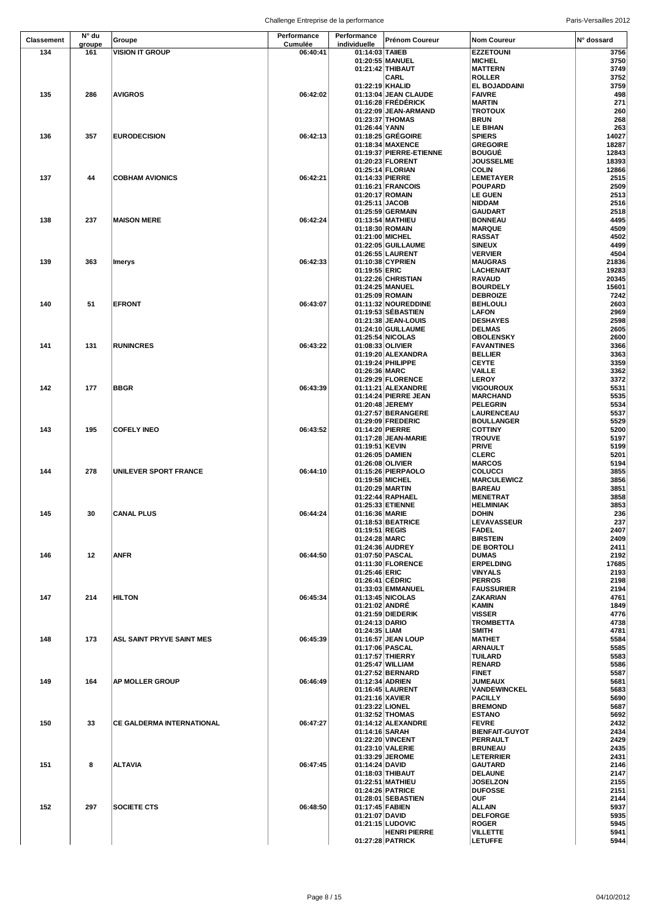| Classement | N° du groupe | Groupe | Performance Cumulée | Performance individuelle | Prénom Coureur | Nom Coureur | N° dossard |
|---|---|---|---|---|---|---|---|
| 134 | 161 | VISION IT GROUP | 06:40:41 | 01:14:03 | TAIIEB | EZZETOUNI | 3756 |
| | | | | 01:20:55 | MANUEL | MICHEL | 3750 |
| | | | | 01:21:42 | THIBAUT | MATTERN | 3749 |
| | | | | | CARL | ROLLER | 3752 |
| | | | | 01:22:19 | KHALID | EL BOJADDAINI | 3759 |
| 135 | 286 | AVIGROS | 06:42:02 | 01:13:04 | JEAN CLAUDE | FAIVRE | 498 |
| | | | | 01:16:28 | FRÉDÉRICK | MARTIN | 271 |
| | | | | 01:22:09 | JEAN-ARMAND | TROTOUX | 260 |
| | | | | 01:23:37 | THOMAS | BRUN | 268 |
| | | | | 01:26:44 | YANN | LE BIHAN | 263 |
| 136 | 357 | EURODECISION | 06:42:13 | 01:18:25 | GRÉGOIRE | SPIERS | 14027 |
| | | | | 01:18:34 | MAXENCE | GREGOIRE | 18287 |
| | | | | 01:19:37 | PIERRE-ETIENNE | BOUGUÉ | 12843 |
| | | | | 01:20:23 | FLORENT | JOUSSELME | 18393 |
| | | | | 01:25:14 | FLORIAN | COLIN | 12866 |
| 137 | 44 | COBHAM AVIONICS | 06:42:21 | 01:14:33 | PIERRE | LEMETAYER | 2515 |
| | | | | 01:16:21 | FRANCOIS | POUPARD | 2509 |
| | | | | 01:20:17 | ROMAIN | LE GUEN | 2513 |
| | | | | 01:25:11 | JACOB | NIDDAM | 2516 |
| | | | | 01:25:59 | GERMAIN | GAUDART | 2518 |
| 138 | 237 | MAISON MERE | 06:42:24 | 01:13:54 | MATHIEU | BONNEAU | 4495 |
| | | | | 01:18:30 | ROMAIN | MARQUE | 4509 |
| | | | | 01:21:00 | MICHEL | RASSAT | 4502 |
| | | | | 01:22:05 | GUILLAUME | SINEUX | 4499 |
| | | | | 01:26:55 | LAURENT | VERVIER | 4504 |
| 139 | 363 | Imerys | 06:42:33 | 01:10:38 | CYPRIEN | MAUGRAS | 21836 |
| | | | | 01:19:55 | ERIC | LACHENAIT | 19283 |
| | | | | 01:22:26 | CHRISTIAN | RAVAUD | 20345 |
| | | | | 01:24:25 | MANUEL | BOURDELY | 15601 |
| | | | | 01:25:09 | ROMAIN | DEBROIZE | 7242 |
| 140 | 51 | EFRONT | 06:43:07 | 01:11:32 | NOUREDDINE | BEHLOULI | 2603 |
| | | | | 01:19:53 | SÉBASTIEN | LAFON | 2969 |
| | | | | 01:21:38 | JEAN-LOUIS | DESHAYES | 2598 |
| | | | | 01:24:10 | GUILLAUME | DELMAS | 2605 |
| | | | | 01:25:54 | NICOLAS | OBOLENSKY | 2600 |
| 141 | 131 | RUNINCRES | 06:43:22 | 01:08:33 | OLIVIER | FAVANTINES | 3366 |
| | | | | 01:19:20 | ALEXANDRA | BELLIER | 3363 |
| | | | | 01:19:24 | PHILIPPE | CEYTE | 3359 |
| | | | | 01:26:36 | MARC | VAILLE | 3362 |
| | | | | 01:29:29 | FLORENCE | LEROY | 3372 |
| 142 | 177 | BBGR | 06:43:39 | 01:11:21 | ALEXANDRE | VIGOUROUX | 5531 |
| | | | | 01:14:24 | PIERRE JEAN | MARCHAND | 5535 |
| | | | | 01:20:48 | JEREMY | PELEGRIN | 5534 |
| | | | | 01:27:57 | BERANGERE | LAURENCEAU | 5537 |
| | | | | 01:29:09 | FREDERIC | BOULLANGER | 5529 |
| 143 | 195 | COFELY INEO | 06:43:52 | 01:14:20 | PIERRE | COTTINY | 5200 |
| | | | | 01:17:28 | JEAN-MARIE | TROUVE | 5197 |
| | | | | 01:19:51 | KEVIN | PRIVE | 5199 |
| | | | | 01:26:05 | DAMIEN | CLERC | 5201 |
| | | | | 01:26:08 | OLIVIER | MARCOS | 5194 |
| 144 | 278 | UNILEVER SPORT FRANCE | 06:44:10 | 01:15:26 | PIERPAOLO | COLUCCI | 3855 |
| | | | | 01:19:58 | MICHEL | MARCULEWICZ | 3856 |
| | | | | 01:20:29 | MARTIN | BAREAU | 3851 |
| | | | | 01:22:44 | RAPHAEL | MENETRAT | 3858 |
| | | | | 01:25:33 | ETIENNE | HELMINIAK | 3853 |
| 145 | 30 | CANAL PLUS | 06:44:24 | 01:16:36 | MARIE | DOHIN | 236 |
| | | | | 01:18:53 | BEATRICE | LEVAVASSEUR | 237 |
| | | | | 01:19:51 | REGIS | FADEL | 2407 |
| | | | | 01:24:28 | MARC | BIRSTEIN | 2409 |
| | | | | 01:24:36 | AUDREY | DE BORTOLI | 2411 |
| 146 | 12 | ANFR | 06:44:50 | 01:07:50 | PASCAL | DUMAS | 2192 |
| | | | | 01:11:30 | FLORENCE | ERPELDING | 17685 |
| | | | | 01:25:46 | ERIC | VINYALS | 2193 |
| | | | | 01:26:41 | CÉDRIC | PERROS | 2198 |
| | | | | 01:33:03 | EMMANUEL | FAUSSURIER | 2194 |
| 147 | 214 | HILTON | 06:45:34 | 01:13:45 | NICOLAS | ZAKARIAN | 4761 |
| | | | | 01:21:02 | ANDRÉ | KAMIN | 1849 |
| | | | | 01:21:59 | DIEDERIK | VISSER | 4776 |
| | | | | 01:24:13 | DARIO | TROMBETTA | 4738 |
| | | | | 01:24:35 | LIAM | SMITH | 4781 |
| 148 | 173 | ASL SAINT PRYVE SAINT MES | 06:45:39 | 01:16:57 | JEAN LOUP | MATHET | 5584 |
| | | | | 01:17:06 | PASCAL | ARNAULT | 5585 |
| | | | | 01:17:57 | THIERRY | TUILARD | 5583 |
| | | | | 01:25:47 | WILLIAM | RENARD | 5586 |
| | | | | 01:27:52 | BERNARD | FINET | 5587 |
| 149 | 164 | AP MOLLER GROUP | 06:46:49 | 01:12:34 | ADRIEN | JUMEAUX | 5681 |
| | | | | 01:16:45 | LAURENT | VANDEWINCKEL | 5683 |
| | | | | 01:21:16 | XAVIER | PACILLY | 5690 |
| | | | | 01:23:22 | LIONEL | BREMOND | 5687 |
| | | | | 01:32:52 | THOMAS | ESTANO | 5692 |
| 150 | 33 | CE GALDERMA INTERNATIONAL | 06:47:27 | 01:14:12 | ALEXANDRE | FEVRE | 2432 |
| | | | | 01:14:16 | SARAH | BIENFAIT-GUYOT | 2434 |
| | | | | 01:22:20 | VINCENT | PERRAULT | 2429 |
| | | | | 01:23:10 | VALERIE | BRUNEAU | 2435 |
| | | | | 01:33:29 | JEROME | LETERRIER | 2431 |
| 151 | 8 | ALTAVIA | 06:47:45 | 01:14:24 | DAVID | GAUTARD | 2146 |
| | | | | 01:18:03 | THIBAUT | DELAUNE | 2147 |
| | | | | 01:22:51 | MATHIEU | JOSELZON | 2155 |
| | | | | 01:24:26 | PATRICE | DUFOSSE | 2151 |
| | | | | 01:28:01 | SEBASTIEN | OUF | 2144 |
| 152 | 297 | SOCIETE CTS | 06:48:50 | 01:17:45 | FABIEN | ALLAIN | 5937 |
| | | | | 01:21:07 | DAVID | DELFORGE | 5935 |
| | | | | 01:21:15 | LUDOVIC | ROGER | 5945 |
| | | | | | HENRI PIERRE | VILLETTE | 5941 |
| | | | | 01:27:28 | PATRICK | LETUFFE | 5944 |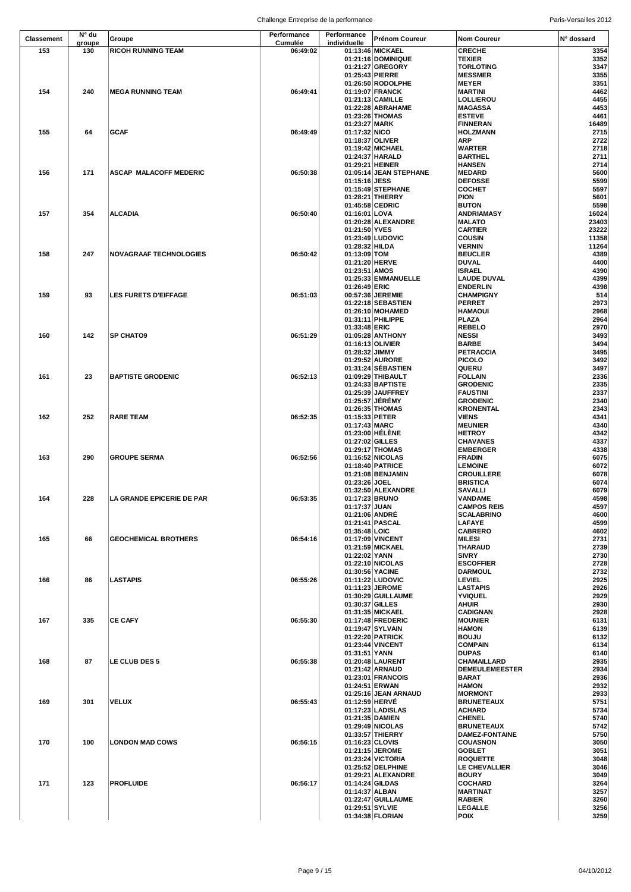| Classement | N° du groupe | Groupe | Performance Cumulée | Performance individuelle | Prénom Coureur | Nom Coureur | N° dossard |
|---|---|---|---|---|---|---|---|
| 153 | 130 | RICOH RUNNING TEAM | 06:49:02 | 01:13:46 | MICKAEL | CRECHE | 3354 |
| | | | | 01:21:16 | DOMINIQUE | TEXIER | 3352 |
| | | | | 01:21:27 | GREGORY | TORLOTING | 3347 |
| | | | | 01:25:43 | PIERRE | MESSMER | 3355 |
| | | | | 01:26:50 | RODOLPHE | MEYER | 3351 |
| 154 | 240 | MEGA RUNNING TEAM | 06:49:41 | 01:19:07 | FRANCK | MARTINI | 4462 |
| | | | | 01:21:13 | CAMILLE | LOLLIEROU | 4455 |
| | | | | 01:22:28 | ABRAHAME | MAGASSA | 4453 |
| | | | | 01:23:26 | THOMAS | ESTEVE | 4461 |
| | | | | 01:23:27 | MARK | FINNERAN | 16489 |
| 155 | 64 | GCAF | 06:49:49 | 01:17:32 | NICO | HOLZMANN | 2715 |
| | | | | 01:18:37 | OLIVER | ARP | 2722 |
| | | | | 01:19:42 | MICHAEL | WARTER | 2718 |
| | | | | 01:24:37 | HARALD | BARTHEL | 2711 |
| | | | | 01:29:21 | HEINER | HANSEN | 2714 |
| 156 | 171 | ASCAP MALACOFF MEDERIC | 06:50:38 | 01:05:14 | JEAN STEPHANE | MEDARD | 5600 |
| | | | | 01:15:16 | JESS | DEFOSSE | 5599 |
| | | | | 01:15:49 | STEPHANE | COCHET | 5597 |
| | | | | 01:28:21 | THIERRY | PION | 5601 |
| | | | | 01:45:58 | CEDRIC | BUTON | 5598 |
| 157 | 354 | ALCADIA | 06:50:40 | 01:16:01 | LOVA | ANDRIAMASY | 16024 |
| | | | | 01:20:28 | ALEXANDRE | MALATO | 23403 |
| | | | | 01:21:50 | YVES | CARTIER | 23222 |
| | | | | 01:23:49 | LUDOVIC | COUSIN | 11358 |
| | | | | 01:28:32 | HILDA | VERNIN | 11264 |
| 158 | 247 | NOVAGRAAF TECHNOLOGIES | 06:50:42 | 01:13:09 | TOM | BEUCLER | 4389 |
| | | | | 01:21:20 | HERVE | DUVAL | 4400 |
| | | | | 01:23:51 | AMOS | ISRAEL | 4390 |
| | | | | 01:25:33 | EMMANUELLE | LAUDE DUVAL | 4399 |
| | | | | 01:26:49 | ERIC | ENDERLIN | 4398 |
| 159 | 93 | LES FURETS D'EIFFAGE | 06:51:03 | 00:57:36 | JEREMIE | CHAMPIGNY | 514 |
| | | | | 01:22:18 | SEBASTIEN | PERRET | 2973 |
| | | | | 01:26:10 | MOHAMED | HAMAOUI | 2968 |
| | | | | 01:31:11 | PHILIPPE | PLAZA | 2964 |
| | | | | 01:33:48 | ERIC | REBELO | 2970 |
| 160 | 142 | SP CHATO9 | 06:51:29 | 01:05:28 | ANTHONY | NESSI | 3493 |
| | | | | 01:16:13 | OLIVIER | BARBE | 3494 |
| | | | | 01:28:32 | JIMMY | PETRACCIA | 3495 |
| | | | | 01:29:52 | AURORE | PICOLO | 3492 |
| | | | | 01:31:24 | SÉBASTIEN | QUERU | 3497 |
| 161 | 23 | BAPTISTE GRODENIC | 06:52:13 | 01:09:29 | THIBAULT | FOLLAIN | 2336 |
| | | | | 01:24:33 | BAPTISTE | GRODENIC | 2335 |
| | | | | 01:25:39 | JAUFFREY | FAUSTINI | 2337 |
| | | | | 01:25:57 | JÉRÉMY | GRODENIC | 2340 |
| | | | | 01:26:35 | THOMAS | KRONENTAL | 2343 |
| 162 | 252 | RARE TEAM | 06:52:35 | 01:15:33 | PETER | VIENS | 4341 |
| | | | | 01:17:43 | MARC | MEUNIER | 4340 |
| | | | | 01:23:00 | HÉLÈNE | HETROY | 4342 |
| | | | | 01:27:02 | GILLES | CHAVANES | 4337 |
| | | | | 01:29:17 | THOMAS | EMBERGER | 4338 |
| 163 | 290 | GROUPE SERMA | 06:52:56 | 01:16:52 | NICOLAS | FRADIN | 6075 |
| | | | | 01:18:40 | PATRICE | LEMOINE | 6072 |
| | | | | 01:21:08 | BENJAMIN | CROUILLERE | 6078 |
| | | | | 01:23:26 | JOEL | BRISTICA | 6074 |
| | | | | 01:32:50 | ALEXANDRE | SAVALLI | 6079 |
| 164 | 228 | LA GRANDE EPICERIE DE PAR | 06:53:35 | 01:17:23 | BRUNO | VANDAME | 4598 |
| | | | | 01:17:37 | JUAN | CAMPOS REIS | 4597 |
| | | | | 01:21:06 | ANDRÉ | SCALABRINO | 4600 |
| | | | | 01:21:41 | PASCAL | LAFAYE | 4599 |
| | | | | 01:35:48 | LOIC | CABRERO | 4602 |
| 165 | 66 | GEOCHEMICAL BROTHERS | 06:54:16 | 01:17:09 | VINCENT | MILESI | 2731 |
| | | | | 01:21:59 | MICKAEL | THARAUD | 2739 |
| | | | | 01:22:02 | YANN | SIVRY | 2730 |
| | | | | 01:22:10 | NICOLAS | ESCOFFIER | 2728 |
| | | | | 01:30:56 | YACINE | DARMOUL | 2732 |
| 166 | 86 | LASTAPIS | 06:55:26 | 01:11:22 | LUDOVIC | LEVIEL | 2925 |
| | | | | 01:11:23 | JEROME | LASTAPIS | 2926 |
| | | | | 01:30:29 | GUILLAUME | YVIQUEL | 2929 |
| | | | | 01:30:37 | GILLES | AHUIR | 2930 |
| | | | | 01:31:35 | MICKAEL | CADIGNAN | 2928 |
| 167 | 335 | CE CAFY | 06:55:30 | 01:17:48 | FREDERIC | MOUNIER | 6131 |
| | | | | 01:19:47 | SYLVAIN | HAMON | 6139 |
| | | | | 01:22:20 | PATRICK | BOUJU | 6132 |
| | | | | 01:23:44 | VINCENT | COMPAIN | 6134 |
| | | | | 01:31:51 | YANN | DUPAS | 6140 |
| 168 | 87 | LE CLUB DES 5 | 06:55:38 | 01:20:48 | LAURENT | CHAMAILLARD | 2935 |
| | | | | 01:21:42 | ARNAUD | DEMEULEMEESTER | 2934 |
| | | | | 01:23:01 | FRANCOIS | BARAT | 2936 |
| | | | | 01:24:51 | ERWAN | HAMON | 2932 |
| | | | | 01:25:16 | JEAN ARNAUD | MORMONT | 2933 |
| 169 | 301 | VELUX | 06:55:43 | 01:12:59 | HERVÉ | BRUNETEAUX | 5751 |
| | | | | 01:17:23 | LADISLAS | ACHARD | 5734 |
| | | | | 01:21:35 | DAMIEN | CHENEL | 5740 |
| | | | | 01:29:49 | NICOLAS | BRUNETEAUX | 5742 |
| | | | | 01:33:57 | THIERRY | DAMEZ-FONTAINE | 5750 |
| 170 | 100 | LONDON MAD COWS | 06:56:15 | 01:16:23 | CLOVIS | COUASNON | 3050 |
| | | | | 01:21:15 | JEROME | GOBLET | 3051 |
| | | | | 01:23:24 | VICTORIA | ROQUETTE | 3048 |
| | | | | 01:25:52 | DELPHINE | LE CHEVALLIER | 3046 |
| | | | | 01:29:21 | ALEXANDRE | BOURY | 3049 |
| 171 | 123 | PROFLUIDE | 06:56:17 | 01:14:24 | GILDAS | COCHARD | 3264 |
| | | | | 01:14:37 | ALBAN | MARTINAT | 3257 |
| | | | | 01:22:47 | GUILLAUME | RABIER | 3260 |
| | | | | 01:29:51 | SYLVIE | LEGALLE | 3256 |
| | | | | 01:34:38 | FLORIAN | POIX | 3259 |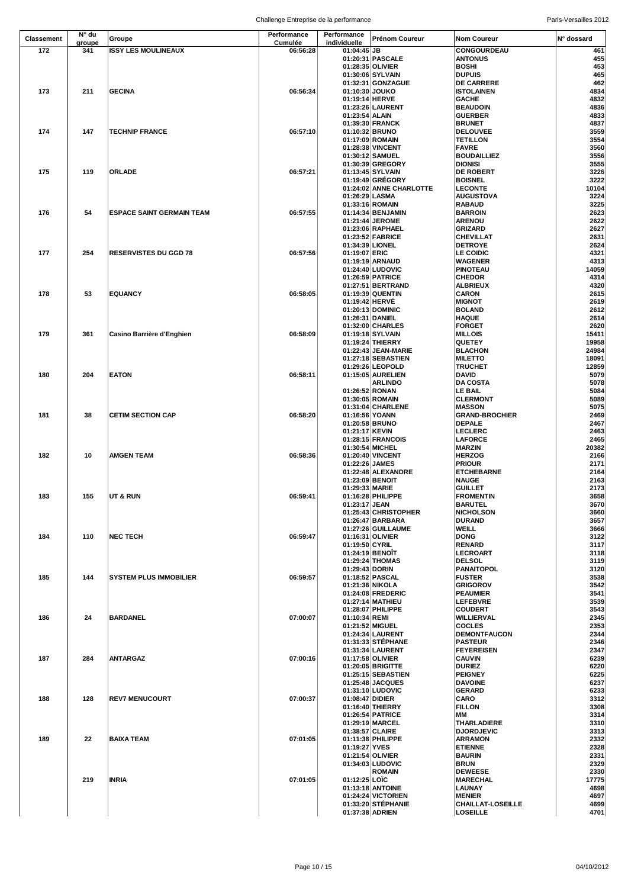| Classement | N° du groupe | Groupe | Performance Cumulée | Performance individuelle | Prénom Coureur | Nom Coureur | N° dossard |
|---|---|---|---|---|---|---|---|
| 172 | 341 | ISSY LES MOULINEAUX | 06:56:28 | 01:04:45 | JB | CONGOURDEAU | 461 |
| | | | | 01:20:31 | PASCALE | ANTONUS | 455 |
| | | | | 01:28:35 | OLIVIER | BOSHI | 453 |
| | | | | 01:30:06 | SYLVAIN | DUPUIS | 465 |
| | | | | 01:32:31 | GONZAGUE | DE CARRERE | 462 |
| 173 | 211 | GECINA | 06:56:34 | 01:10:30 | JOUKO | ISTOLAINEN | 4834 |
| | | | | 01:19:14 | HERVE | GACHE | 4832 |
| | | | | 01:23:26 | LAURENT | BEAUDOIN | 4836 |
| | | | | 01:23:54 | ALAIN | GUERBER | 4833 |
| | | | | 01:39:30 | FRANCK | BRUNET | 4837 |
| 174 | 147 | TECHNIP FRANCE | 06:57:10 | 01:10:32 | BRUNO | DELOUVEE | 3559 |
| | | | | 01:17:09 | ROMAIN | TETILLON | 3554 |
| | | | | 01:28:38 | VINCENT | FAVRE | 3560 |
| | | | | 01:30:12 | SAMUEL | BOUDAILLIEZ | 3556 |
| | | | | 01:30:39 | GREGORY | DIONISI | 3555 |
| 175 | 119 | ORLADE | 06:57:21 | 01:13:45 | SYLVAIN | DE ROBERT | 3226 |
| | | | | 01:19:49 | GRÉGORY | BOISNEL | 3222 |
| | | | | 01:24:02 | ANNE CHARLOTTE | LECONTE | 10104 |
| | | | | 01:26:29 | LASMA | AUGUSTOVA | 3224 |
| | | | | 01:33:16 | ROMAIN | RABAUD | 3225 |
| 176 | 54 | ESPACE SAINT GERMAIN TEAM | 06:57:55 | 01:14:34 | BENJAMIN | BARROIN | 2623 |
| | | | | 01:21:44 | JEROME | ARENOU | 2622 |
| | | | | 01:23:06 | RAPHAEL | GRIZARD | 2627 |
| | | | | 01:23:52 | FABRICE | CHEVILLAT | 2631 |
| | | | | 01:34:39 | LIONEL | DETROYE | 2624 |
| 177 | 254 | RESERVISTES DU GGD 78 | 06:57:56 | 01:19:07 | ERIC | LE COIDIC | 4321 |
| | | | | 01:19:19 | ARNAUD | WAGENER | 4313 |
| | | | | 01:24:40 | LUDOVIC | PINOTEAU | 14059 |
| | | | | 01:26:59 | PATRICE | CHEDOR | 4314 |
| | | | | 01:27:51 | BERTRAND | ALBRIEUX | 4320 |
| 178 | 53 | EQUANCY | 06:58:05 | 01:19:39 | QUENTIN | CARON | 2615 |
| | | | | 01:19:42 | HERVÉ | MIGNOT | 2619 |
| | | | | 01:20:13 | DOMINIC | BOLAND | 2612 |
| | | | | 01:26:31 | DANIEL | HAQUE | 2614 |
| | | | | 01:32:00 | CHARLES | FORGET | 2620 |
| 179 | 361 | Casino Barrière d'Enghien | 06:58:09 | 01:19:18 | SYLVAIN | MILLOIS | 15411 |
| | | | | 01:19:24 | THIERRY | QUETEY | 19958 |
| | | | | 01:22:43 | JEAN-MARIE | BLACHON | 24984 |
| | | | | 01:27:18 | SEBASTIEN | MILETTO | 18091 |
| | | | | 01:29:26 | LEOPOLD | TRUCHET | 12859 |
| 180 | 204 | EATON | 06:58:11 | 01:15:05 | AURELIEN | DAVID | 5079 |
| | | | | | ARLINDO | DA COSTA | 5078 |
| | | | | 01:26:52 | RONAN | LE BAIL | 5084 |
| | | | | 01:30:05 | ROMAIN | CLERMONT | 5089 |
| | | | | 01:31:04 | CHARLENE | MASSON | 5075 |
| 181 | 38 | CETIM SECTION CAP | 06:58:20 | 01:16:56 | YOANN | GRAND-BROCHIER | 2469 |
| | | | | 01:20:58 | BRUNO | DEPALE | 2467 |
| | | | | 01:21:17 | KEVIN | LECLERC | 2463 |
| | | | | 01:28:15 | FRANCOIS | LAFORCE | 2465 |
| | | | | 01:30:54 | MICHEL | MARZIN | 20382 |
| 182 | 10 | AMGEN TEAM | 06:58:36 | 01:20:40 | VINCENT | HERZOG | 2166 |
| | | | | 01:22:26 | JAMES | PRIOUR | 2171 |
| | | | | 01:22:48 | ALEXANDRE | ETCHEBARNE | 2164 |
| | | | | 01:23:09 | BENOIT | NAUGE | 2163 |
| | | | | 01:29:33 | MARIE | GUILLET | 2173 |
| 183 | 155 | UT & RUN | 06:59:41 | 01:16:28 | PHILIPPE | FROMENTIN | 3658 |
| | | | | 01:23:17 | JEAN | BARUTEL | 3670 |
| | | | | 01:25:43 | CHRISTOPHER | NICHOLSON | 3660 |
| | | | | 01:26:47 | BARBARA | DURAND | 3657 |
| | | | | 01:27:26 | GUILLAUME | WEILL | 3666 |
| 184 | 110 | NEC TECH | 06:59:47 | 01:16:31 | OLIVIER | DONG | 3122 |
| | | | | 01:19:50 | CYRIL | RENARD | 3117 |
| | | | | 01:24:19 | BENOÎT | LECROART | 3118 |
| | | | | 01:29:24 | THOMAS | DELSOL | 3119 |
| | | | | 01:29:43 | DORIN | PANAITOPOL | 3120 |
| 185 | 144 | SYSTEM PLUS IMMOBILIER | 06:59:57 | 01:18:52 | PASCAL | FUSTER | 3538 |
| | | | | 01:21:36 | NIKOLA | GRIGOROV | 3542 |
| | | | | 01:24:08 | FREDERIC | PEAUMIER | 3541 |
| | | | | 01:27:14 | MATHIEU | LEFEBVRE | 3539 |
| | | | | 01:28:07 | PHILIPPE | COUDERT | 3543 |
| 186 | 24 | BARDANEL | 07:00:07 | 01:10:34 | REMI | WILLIERVAL | 2345 |
| | | | | 01:21:52 | MIGUEL | COCLES | 2353 |
| | | | | 01:24:34 | LAURENT | DEMONTFAUCON | 2344 |
| | | | | 01:31:33 | STÉPHANE | PASTEUR | 2346 |
| | | | | 01:31:34 | LAURENT | FEYEREISEN | 2347 |
| 187 | 284 | ANTARGAZ | 07:00:16 | 01:17:58 | OLIVIER | CAUVIN | 6239 |
| | | | | 01:20:05 | BRIGITTE | DURIEZ | 6220 |
| | | | | 01:25:15 | SEBASTIEN | PEIGNEY | 6225 |
| | | | | 01:25:48 | JACQUES | DAVOINE | 6237 |
| | | | | 01:31:10 | LUDOVIC | GERARD | 6233 |
| 188 | 128 | REV7 MENUCOURT | 07:00:37 | 01:08:47 | DIDIER | CARO | 3312 |
| | | | | 01:16:40 | THIERRY | FILLON | 3308 |
| | | | | 01:26:54 | PATRICE | MM | 3314 |
| | | | | 01:29:19 | MARCEL | THARLADIERE | 3310 |
| | | | | 01:38:57 | CLAIRE | DJORDJEVIC | 3313 |
| 189 | 22 | BAIXA TEAM | 07:01:05 | 01:11:38 | PHILIPPE | ARRAMON | 2332 |
| | | | | 01:19:27 | YVES | ETIENNE | 2328 |
| | | | | 01:21:54 | OLIVIER | BAURIN | 2331 |
| | | | | 01:34:03 | LUDOVIC | BRUN | 2329 |
| | | | | | ROMAIN | DEWEESE | 2330 |
| | 219 | INRIA | 07:01:05 | 01:12:25 | LOÏC | MARECHAL | 17775 |
| | | | | 01:13:18 | ANTOINE | LAUNAY | 4698 |
| | | | | 01:24:24 | VICTORIEN | MENIER | 4697 |
| | | | | 01:33:20 | STÉPHANIE | CHAILLAT-LOSEILLE | 4699 |
| | | | | 01:37:38 | ADRIEN | LOSEILLE | 4701 |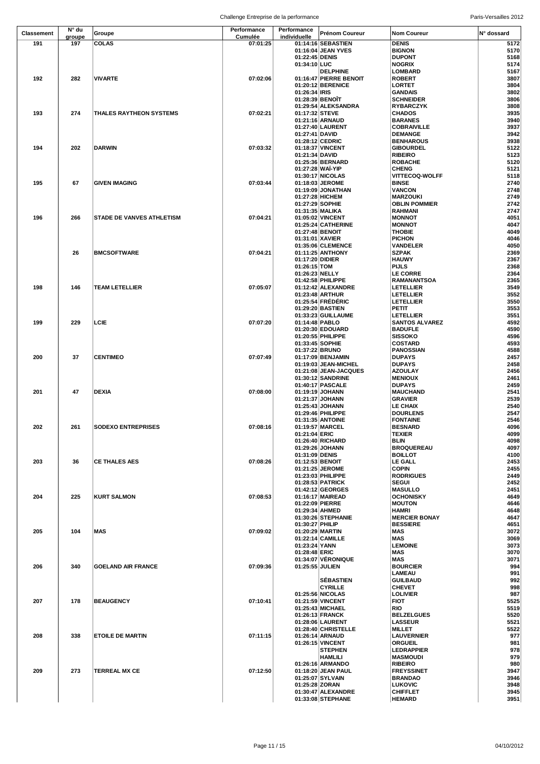| Classement | N° du groupe | Groupe | Performance Cumulée | Performance individuelle | Prénom Coureur | Nom Coureur | N° dossard |
|---|---|---|---|---|---|---|---|
| 191 | 197 | COLAS | 07:01:25 | 01:14:16 | SEBASTIEN | DENIS | 5172 |
| | | | | 01:16:04 | JEAN YVES | BIGNON | 5170 |
| | | | | 01:22:45 | DENIS | DUPONT | 5168 |
| | | | | 01:34:10 | LUC | NOGRIX | 5174 |
| | | | | | DELPHINE | LOMBARD | 5167 |
| 192 | 282 | VIVARTE | 07:02:06 | 01:16:47 | PIERRE BENOIT | ROBERT | 3807 |
| | | | | 01:20:12 | BERENICE | LORTET | 3804 |
| | | | | 01:26:34 | IRIS | GANDAIS | 3802 |
| | | | | 01:28:39 | BENOÎT | SCHNEIDER | 3806 |
| | | | | 01:29:54 | ALEKSANDRA | RYBARCZYK | 3808 |
| 193 | 274 | THALES RAYTHEON SYSTEMS | 07:02:21 | 01:17:32 | STEVE | CHADOS | 3935 |
| | | | | 01:21:16 | ARNAUD | BARANES | 3940 |
| | | | | 01:27:40 | LAURENT | COBRAIVILLE | 3937 |
| | | | | 01:27:41 | DAVID | DEMANGE | 3942 |
| | | | | 01:28:12 | CEDRIC | BENHAROUS | 3938 |
| 194 | 202 | DARWIN | 07:03:32 | 01:18:37 | VINCENT | GIBOURDEL | 5122 |
| | | | | 01:21:34 | DAVID | RIBEIRO | 5123 |
| | | | | 01:25:36 | BERNARD | ROBACHE | 5120 |
| | | | | 01:27:28 | WAÏ-YIP | CHENG | 5121 |
| | | | | 01:30:17 | NICOLAS | VITTECOQ-WOLFF | 5118 |
| 195 | 67 | GIVEN IMAGING | 07:03:44 | 01:18:03 | JEROME | BINSE | 2740 |
| | | | | 01:19:09 | JONATHAN | VANCON | 2748 |
| | | | | 01:27:28 | HICHEM | MARZOUKI | 2749 |
| | | | | 01:27:29 | SOPHIE | OBLIN POMMIER | 2742 |
| | | | | 01:31:35 | MALIKA | RAHMANI | 2747 |
| 196 | 266 | STADE DE VANVES ATHLETISM | 07:04:21 | 01:05:02 | VINCENT | MONNOT | 4051 |
| | | | | 01:25:24 | CATHERINE | MONNOT | 4047 |
| | | | | 01:27:48 | BENOIT | THOBIE | 4049 |
| | | | | 01:31:01 | XAVIER | PICHON | 4046 |
| | | | | 01:35:06 | CLEMENCE | VANDELER | 4050 |
| | 26 | BMCSOFTWARE | 07:04:21 | 01:11:25 | ANTHONY | SZPAK | 2369 |
| | | | | 01:17:20 | DIDIER | HAUWY | 2367 |
| | | | | 01:26:15 | TOM | PIJLS | 2368 |
| | | | | 01:26:23 | NELLY | LE CORRE | 2364 |
| | | | | 01:42:58 | PHILIPPE | RAMANANTSOA | 2365 |
| 198 | 146 | TEAM LETELLIER | 07:05:07 | 01:12:42 | ALEXANDRE | LETELLIER | 3549 |
| | | | | 01:23:48 | ARTHUR | LETELLIER | 3552 |
| | | | | 01:25:54 | FRÉDÉRIC | LETELLIER | 3550 |
| | | | | 01:29:20 | BASTIEN | PETIT | 3553 |
| | | | | 01:33:23 | GUILLAUME | LETELLIER | 3551 |
| 199 | 229 | LCIE | 07:07:20 | 01:14:48 | PABLO | SANTOS ALVAREZ | 4592 |
| | | | | 01:20:30 | EDOUARD | BADUFLE | 4590 |
| | | | | 01:20:55 | PHILIPPE | SISSOKO | 4596 |
| | | | | 01:33:45 | SOPHIE | COSTARD | 4593 |
| | | | | 01:37:22 | BRUNO | PANOSSIAN | 4588 |
| 200 | 37 | CENTIMEO | 07:07:49 | 01:17:09 | BENJAMIN | DUPAYS | 2457 |
| | | | | 01:19:03 | JEAN-MICHEL | DUPAYS | 2458 |
| | | | | 01:21:08 | JEAN-JACQUES | AZOULAY | 2456 |
| | | | | 01:30:12 | SANDRINE | MENIOUX | 2461 |
| | | | | 01:40:17 | PASCALE | DUPAYS | 2459 |
| 201 | 47 | DEXIA | 07:08:00 | 01:19:19 | JOHANN | MAUCHAND | 2541 |
| | | | | 01:21:37 | JOHANN | GRAVIER | 2539 |
| | | | | 01:25:43 | JOHANN | LE CHAIX | 2540 |
| | | | | 01:29:46 | PHILIPPE | DOURLENS | 2547 |
| | | | | 01:31:35 | ANTOINE | FONTAINE | 2546 |
| 202 | 261 | SODEXO ENTREPRISES | 07:08:16 | 01:19:57 | MARCEL | BESNARD | 4096 |
| | | | | 01:21:04 | ERIC | TEXIER | 4099 |
| | | | | 01:26:40 | RICHARD | BLIN | 4098 |
| | | | | 01:29:26 | JOHANN | BROQUEREAU | 4097 |
| | | | | 01:31:09 | DENIS | BOILLOT | 4100 |
| 203 | 36 | CE THALES AES | 07:08:26 | 01:12:53 | BENOIT | LE GALL | 2453 |
| | | | | 01:21:25 | JEROME | COPIN | 2455 |
| | | | | 01:23:03 | PHILIPPE | RODRIGUES | 2449 |
| | | | | 01:28:53 | PATRICK | SEGUI | 2452 |
| | | | | 01:42:12 | GEORGES | MASULLO | 2451 |
| 204 | 225 | KURT SALMON | 07:08:53 | 01:16:17 | MAIREAD | OCHONISKY | 4649 |
| | | | | 01:22:09 | PIERRE | MOUTON | 4646 |
| | | | | 01:29:34 | AHMED | HAMRI | 4648 |
| | | | | 01:30:26 | STEPHANIE | MERCIER BONAY | 4647 |
| | | | | 01:30:27 | PHILIP | BESSIERE | 4651 |
| 205 | 104 | MAS | 07:09:02 | 01:20:29 | MARTIN | MAS | 3072 |
| | | | | 01:22:14 | CAMILLE | MAS | 3069 |
| | | | | 01:23:24 | YANN | LEMOINE | 3073 |
| | | | | 01:28:48 | ERIC | MAS | 3070 |
| | | | | 01:34:07 | VÉRONIQUE | MAS | 3071 |
| 206 | 340 | GOELAND AIR FRANCE | 07:09:36 | 01:25:55 | JULIEN | BOURCIER | 994 |
| | | | | | | LAMEAU | 991 |
| | | | | | SÉBASTIEN | GUILBAUD | 992 |
| | | | | | CYRILLE | CHEVET | 998 |
| | | | | 01:25:56 | NICOLAS | LOLIVIER | 987 |
| 207 | 178 | BEAUGENCY | 07:10:41 | 01:21:59 | VINCENT | FIOT | 5525 |
| | | | | 01:25:43 | MICHAEL | RIO | 5519 |
| | | | | 01:26:13 | FRANCK | BELZELGUES | 5520 |
| | | | | 01:28:06 | LAURENT | LASSEUR | 5521 |
| | | | | 01:28:40 | CHRISTELLE | MILLET | 5522 |
| 208 | 338 | ETOILE DE MARTIN | 07:11:15 | 01:26:14 | ARNAUD | LAUVERNIER | 977 |
| | | | | 01:26:15 | VINCENT | ORGUEIL | 981 |
| | | | | | STEPHEN | LEDRAPPIER | 978 |
| | | | | | HAMLILI | MASMOUDI | 979 |
| | | | | 01:26:16 | ARMANDO | RIBEIRO | 980 |
| 209 | 273 | TERREAL MX CE | 07:12:50 | 01:18:20 | JEAN PAUL | FREYSSINET | 3947 |
| | | | | 01:25:07 | SYLVAIN | BRANDAO | 3946 |
| | | | | 01:25:28 | ZORAN | LUKOVIC | 3948 |
| | | | | 01:30:47 | ALEXANDRE | CHIFFLET | 3945 |
| | | | | 01:33:08 | STEPHANE | HEMARD | 3951 |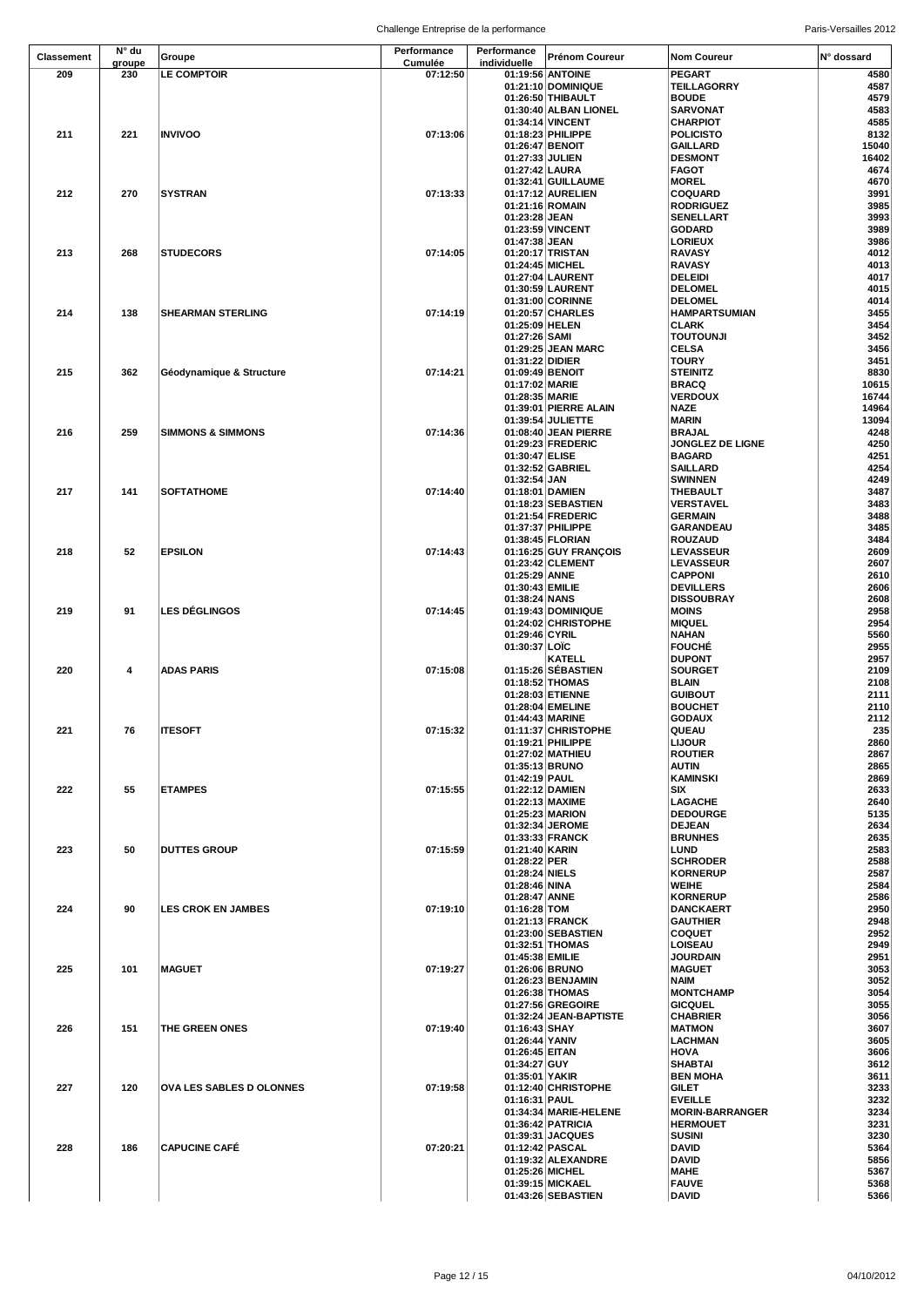| Classement | N° du groupe | Groupe | Performance Cumulée | Performance individuelle | Prénom Coureur | Nom Coureur | N° dossard |
|---|---|---|---|---|---|---|---|
| 209 | 230 | LE COMPTOIR | 07:12:50 | 01:19:56 | ANTOINE | PEGART | 4580 |
| | | | | 01:21:10 | DOMINIQUE | TEILLAGORRY | 4587 |
| | | | | 01:26:50 | THIBAULT | BOUDE | 4579 |
| | | | | 01:30:40 | ALBAN LIONEL | SARVONAT | 4583 |
| | | | | 01:34:14 | VINCENT | CHARPIOT | 4585 |
| 211 | 221 | INVIVOO | 07:13:06 | 01:18:23 | PHILIPPE | POLICISTO | 8132 |
| | | | | 01:26:47 | BENOIT | GAILLARD | 15040 |
| | | | | 01:27:33 | JULIEN | DESMONT | 16402 |
| | | | | 01:27:42 | LAURA | FAGOT | 4674 |
| | | | | 01:32:41 | GUILLAUME | MOREL | 4670 |
| 212 | 270 | SYSTRAN | 07:13:33 | 01:17:12 | AURELIEN | COQUARD | 3991 |
| | | | | 01:21:16 | ROMAIN | RODRIGUEZ | 3985 |
| | | | | 01:23:28 | JEAN | SENELLART | 3993 |
| | | | | 01:23:59 | VINCENT | GODARD | 3989 |
| | | | | 01:47:38 | JEAN | LORIEUX | 3986 |
| 213 | 268 | STUDECORS | 07:14:05 | 01:20:17 | TRISTAN | RAVASY | 4012 |
| | | | | 01:24:45 | MICHEL | RAVASY | 4013 |
| | | | | 01:27:04 | LAURENT | DELEIDI | 4017 |
| | | | | 01:30:59 | LAURENT | DELOMEL | 4015 |
| | | | | 01:31:00 | CORINNE | DELOMEL | 4014 |
| 214 | 138 | SHEARMAN STERLING | 07:14:19 | 01:20:57 | CHARLES | HAMPARTSUMIAN | 3455 |
| | | | | 01:25:09 | HELEN | CLARK | 3454 |
| | | | | 01:27:26 | SAMI | TOUTOUNJI | 3452 |
| | | | | 01:29:25 | JEAN MARC | CELSA | 3456 |
| | | | | 01:31:22 | DIDIER | TOURY | 3451 |
| 215 | 362 | Géodynamique & Structure | 07:14:21 | 01:09:49 | BENOIT | STEINITZ | 8830 |
| | | | | 01:17:02 | MARIE | BRACQ | 10615 |
| | | | | 01:28:35 | MARIE | VERDOUX | 16744 |
| | | | | 01:39:01 | PIERRE ALAIN | NAZE | 14964 |
| | | | | 01:39:54 | JULIETTE | MARIN | 13094 |
| 216 | 259 | SIMMONS & SIMMONS | 07:14:36 | 01:08:40 | JEAN PIERRE | BRAJAL | 4248 |
| | | | | 01:29:23 | FREDERIC | JONGLEZ DE LIGNE | 4250 |
| | | | | 01:30:47 | ELISE | BAGARD | 4251 |
| | | | | 01:32:52 | GABRIEL | SAILLARD | 4254 |
| | | | | 01:32:54 | JAN | SWINNEN | 4249 |
| 217 | 141 | SOFTATHOME | 07:14:40 | 01:18:01 | DAMIEN | THEBAULT | 3487 |
| | | | | 01:18:23 | SEBASTIEN | VERSTAVEL | 3483 |
| | | | | 01:21:54 | FREDERIC | GERMAIN | 3488 |
| | | | | 01:37:37 | PHILIPPE | GARANDEAU | 3485 |
| | | | | 01:38:45 | FLORIAN | ROUZAUD | 3484 |
| 218 | 52 | EPSILON | 07:14:43 | 01:16:25 | GUY FRANÇOIS | LEVASSEUR | 2609 |
| | | | | 01:23:42 | CLEMENT | LEVASSEUR | 2607 |
| | | | | 01:25:29 | ANNE | CAPPONI | 2610 |
| | | | | 01:30:43 | EMILIE | DEVILLERS | 2606 |
| | | | | 01:38:24 | NANS | DISSOUBRAY | 2608 |
| 219 | 91 | LES DÉGLINGOS | 07:14:45 | 01:19:43 | DOMINIQUE | MOINS | 2958 |
| | | | | 01:24:02 | CHRISTOPHE | MIQUEL | 2954 |
| | | | | 01:29:46 | CYRIL | NAHAN | 5560 |
| | | | | 01:30:37 | LOÏC | FOUCHÉ | 2955 |
| | | | | | KATELL | DUPONT | 2957 |
| 220 | 4 | ADAS PARIS | 07:15:08 | 01:15:26 | SÉBASTIEN | SOURGET | 2109 |
| | | | | 01:18:52 | THOMAS | BLAIN | 2108 |
| | | | | 01:28:03 | ETIENNE | GUIBOUT | 2111 |
| | | | | 01:28:04 | EMELINE | BOUCHET | 2110 |
| | | | | 01:44:43 | MARINE | GODAUX | 2112 |
| 221 | 76 | ITESOFT | 07:15:32 | 01:11:37 | CHRISTOPHE | QUEAU | 235 |
| | | | | 01:19:21 | PHILIPPE | LIJOUR | 2860 |
| | | | | 01:27:02 | MATHIEU | ROUTIER | 2867 |
| | | | | 01:35:13 | BRUNO | AUTIN | 2865 |
| | | | | 01:42:19 | PAUL | KAMINSKI | 2869 |
| 222 | 55 | ETAMPES | 07:15:55 | 01:22:12 | DAMIEN | SIX | 2633 |
| | | | | 01:22:13 | MAXIME | LAGACHE | 2640 |
| | | | | 01:25:23 | MARION | DEDOURGE | 5135 |
| | | | | 01:32:34 | JEROME | DEJEAN | 2634 |
| | | | | 01:33:33 | FRANCK | BRUNHES | 2635 |
| 223 | 50 | DUTTES GROUP | 07:15:59 | 01:21:40 | KARIN | LUND | 2583 |
| | | | | 01:28:22 | PER | SCHRODER | 2588 |
| | | | | 01:28:24 | NIELS | KORNERUP | 2587 |
| | | | | 01:28:46 | NINA | WEIHE | 2584 |
| | | | | 01:28:47 | ANNE | KORNERUP | 2586 |
| 224 | 90 | LES CROK EN JAMBES | 07:19:10 | 01:16:28 | TOM | DANCKAERT | 2950 |
| | | | | 01:21:13 | FRANCK | GAUTHIER | 2948 |
| | | | | 01:23:00 | SEBASTIEN | COQUET | 2952 |
| | | | | 01:32:51 | THOMAS | LOISEAU | 2949 |
| | | | | 01:45:38 | EMILIE | JOURDAIN | 2951 |
| 225 | 101 | MAGUET | 07:19:27 | 01:26:06 | BRUNO | MAGUET | 3053 |
| | | | | 01:26:23 | BENJAMIN | NAIM | 3052 |
| | | | | 01:26:38 | THOMAS | MONTCHAMP | 3054 |
| | | | | 01:27:56 | GREGOIRE | GICQUEL | 3055 |
| | | | | 01:32:24 | JEAN-BAPTISTE | CHABRIER | 3056 |
| 226 | 151 | THE GREEN ONES | 07:19:40 | 01:16:43 | SHAY | MATMON | 3607 |
| | | | | 01:26:44 | YANIV | LACHMAN | 3605 |
| | | | | 01:26:45 | EITAN | HOVA | 3606 |
| | | | | 01:34:27 | GUY | SHABTAI | 3612 |
| | | | | 01:35:01 | YAKIR | BEN MOHA | 3611 |
| 227 | 120 | OVA LES SABLES D OLONNES | 07:19:58 | 01:12:40 | CHRISTOPHE | GILET | 3233 |
| | | | | 01:16:31 | PAUL | EVEILLE | 3232 |
| | | | | 01:34:34 | MARIE-HELENE | MORIN-BARRANGER | 3234 |
| | | | | 01:36:42 | PATRICIA | HERMOUET | 3231 |
| | | | | 01:39:31 | JACQUES | SUSINI | 3230 |
| 228 | 186 | CAPUCINE CAFÉ | 07:20:21 | 01:12:42 | PASCAL | DAVID | 5364 |
| | | | | 01:19:32 | ALEXANDRE | DAVID | 5856 |
| | | | | 01:25:26 | MICHEL | MAHE | 5367 |
| | | | | 01:39:15 | MICKAEL | FAUVE | 5368 |
| | | | | 01:43:26 | SEBASTIEN | DAVID | 5366 |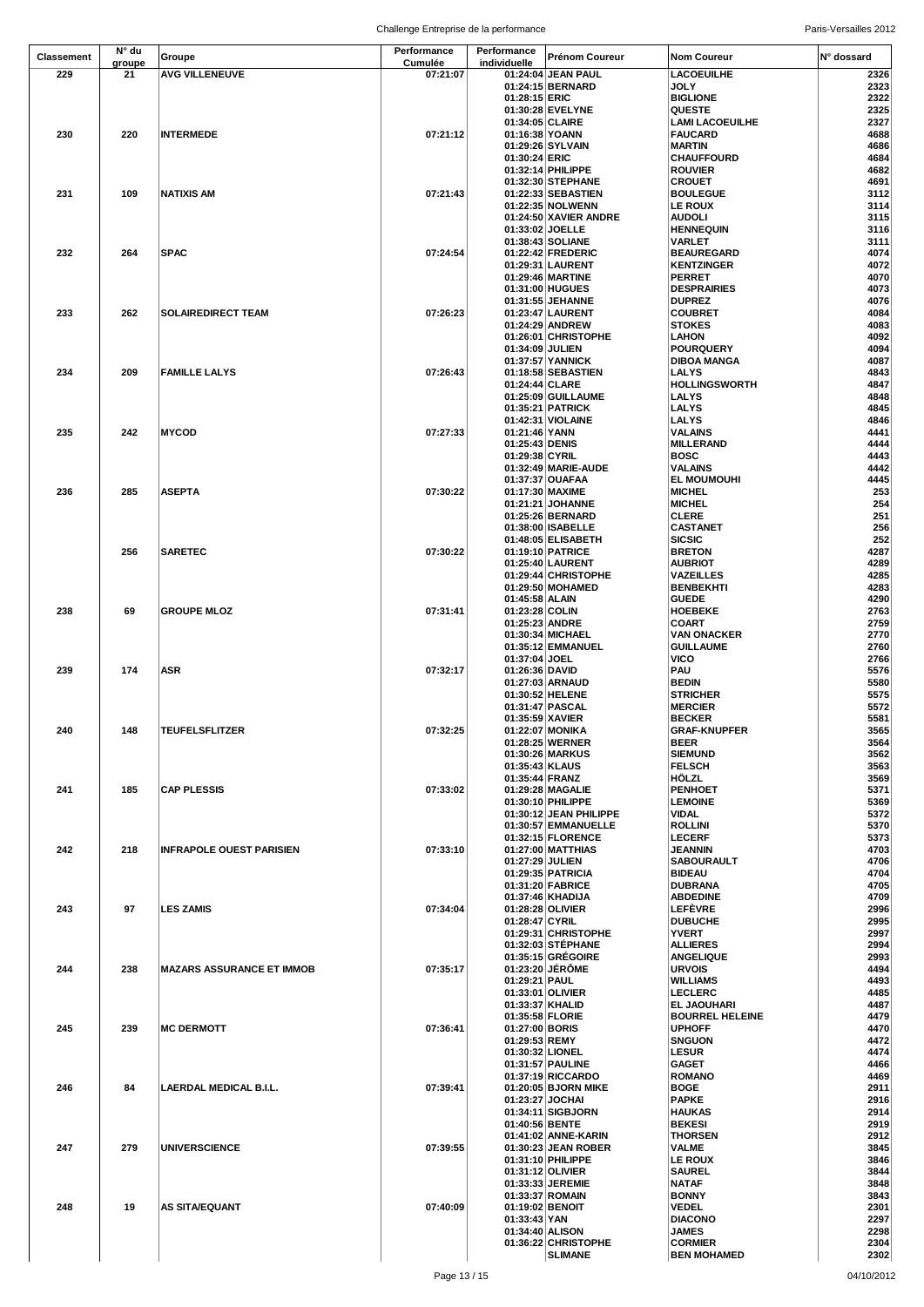| Classement | N° du groupe | Groupe | Performance Cumulée | Performance individuelle | Prénom Coureur | Nom Coureur | N° dossard |
|---|---|---|---|---|---|---|---|
| 229 | 21 | AVG VILLENEUVE | 07:21:07 | 01:24:04 | JEAN PAUL | LACOEUILHE | 2326 |
| | | | | 01:24:15 | BERNARD | JOLY | 2323 |
| | | | | 01:28:15 | ERIC | BIGLIONE | 2322 |
| | | | | 01:30:28 | EVELYNE | QUESTE | 2325 |
| | | | | 01:34:05 | CLAIRE | LAMI LACOEUILHE | 2327 |
| 230 | 220 | INTERMEDE | 07:21:12 | 01:16:38 | YOANN | FAUCARD | 4688 |
| | | | | 01:29:26 | SYLVAIN | MARTIN | 4686 |
| | | | | 01:30:24 | ERIC | CHAUFFOURD | 4684 |
| | | | | 01:32:14 | PHILIPPE | ROUVIER | 4682 |
| | | | | 01:32:30 | STEPHANE | CROUET | 4691 |
| 231 | 109 | NATIXIS AM | 07:21:43 | 01:22:33 | SEBASTIEN | BOULEGUE | 3112 |
| | | | | 01:22:35 | NOLWENN | LE ROUX | 3114 |
| | | | | 01:24:50 | XAVIER ANDRE | AUDOLI | 3115 |
| | | | | 01:33:02 | JOELLE | HENNEQUIN | 3116 |
| | | | | 01:38:43 | SOLIANE | VARLET | 3111 |
| 232 | 264 | SPAC | 07:24:54 | 01:22:42 | FREDERIC | BEAUREGARD | 4074 |
| | | | | 01:29:31 | LAURENT | KENTZINGER | 4072 |
| | | | | 01:29:46 | MARTINE | PERRET | 4070 |
| | | | | 01:31:00 | HUGUES | DESPRAIRIES | 4073 |
| | | | | 01:31:55 | JEHANNE | DUPREZ | 4076 |
| 233 | 262 | SOLAIREDIRECT TEAM | 07:26:23 | 01:23:47 | LAURENT | COUBRET | 4084 |
| | | | | 01:24:29 | ANDREW | STOKES | 4083 |
| | | | | 01:26:01 | CHRISTOPHE | LAHON | 4092 |
| | | | | 01:34:09 | JULIEN | POURQUERY | 4094 |
| | | | | 01:37:57 | YANNICK | DIBOA MANGA | 4087 |
| 234 | 209 | FAMILLE LALYS | 07:26:43 | 01:18:58 | SEBASTIEN | LALYS | 4843 |
| | | | | 01:24:44 | CLARE | HOLLINGSWORTH | 4847 |
| | | | | 01:25:09 | GUILLAUME | LALYS | 4848 |
| | | | | 01:35:21 | PATRICK | LALYS | 4845 |
| | | | | 01:42:31 | VIOLAINE | LALYS | 4846 |
| 235 | 242 | MYCOD | 07:27:33 | 01:21:46 | YANN | VALAINS | 4441 |
| | | | | 01:25:43 | DENIS | MILLERAND | 4444 |
| | | | | 01:29:38 | CYRIL | BOSC | 4443 |
| | | | | 01:32:49 | MARIE-AUDE | VALAINS | 4442 |
| | | | | 01:37:37 | OUAFAA | EL MOUMOUHI | 4445 |
| 236 | 285 | ASEPTA | 07:30:22 | 01:17:30 | MAXIME | MICHEL | 253 |
| | | | | 01:21:21 | JOHANNE | MICHEL | 254 |
| | | | | 01:25:26 | BERNARD | CLERE | 251 |
| | | | | 01:38:00 | ISABELLE | CASTANET | 256 |
| | | | | 01:48:05 | ELISABETH | SICSIC | 252 |
| | 256 | SARETEC | 07:30:22 | 01:19:10 | PATRICE | BRETON | 4287 |
| | | | | 01:25:40 | LAURENT | AUBRIOT | 4289 |
| | | | | 01:29:44 | CHRISTOPHE | VAZEILLES | 4285 |
| | | | | 01:29:50 | MOHAMED | BENBEKHTI | 4283 |
| | | | | 01:45:58 | ALAIN | GUEDE | 4290 |
| 238 | 69 | GROUPE MLOZ | 07:31:41 | 01:23:28 | COLIN | HOEBEKE | 2763 |
| | | | | 01:25:23 | ANDRE | COART | 2759 |
| | | | | 01:30:34 | MICHAEL | VAN ONACKER | 2770 |
| | | | | 01:35:12 | EMMANUEL | GUILLAUME | 2760 |
| | | | | 01:37:04 | JOEL | VICO | 2766 |
| 239 | 174 | ASR | 07:32:17 | 01:26:36 | DAVID | PAU | 5576 |
| | | | | 01:27:03 | ARNAUD | BEDIN | 5580 |
| | | | | 01:30:52 | HELENE | STRICHER | 5575 |
| | | | | 01:31:47 | PASCAL | MERCIER | 5572 |
| | | | | 01:35:59 | XAVIER | BECKER | 5581 |
| 240 | 148 | TEUFELSFLITZER | 07:32:25 | 01:22:07 | MONIKA | GRAF-KNUPFER | 3565 |
| | | | | 01:28:25 | WERNER | BEER | 3564 |
| | | | | 01:30:26 | MARKUS | SIEMUND | 3562 |
| | | | | 01:35:43 | KLAUS | FELSCH | 3563 |
| | | | | 01:35:44 | FRANZ | HÖLZL | 3569 |
| 241 | 185 | CAP PLESSIS | 07:33:02 | 01:29:28 | MAGALIE | PENHOET | 5371 |
| | | | | 01:30:10 | PHILIPPE | LEMOINE | 5369 |
| | | | | 01:30:12 | JEAN PHILIPPE | VIDAL | 5372 |
| | | | | 01:30:57 | EMMANUELLE | ROLLINI | 5370 |
| | | | | 01:32:15 | FLORENCE | LECERF | 5373 |
| 242 | 218 | INFRAPOLE OUEST PARISIEN | 07:33:10 | 01:27:00 | MATTHIAS | JEANNIN | 4703 |
| | | | | 01:27:29 | JULIEN | SABOURAULT | 4706 |
| | | | | 01:29:35 | PATRICIA | BIDEAU | 4704 |
| | | | | 01:31:20 | FABRICE | DUBRANA | 4705 |
| | | | | 01:37:46 | KHADIJA | ABDEDINE | 4709 |
| 243 | 97 | LES ZAMIS | 07:34:04 | 01:28:28 | OLIVIER | LEFÈVRE | 2996 |
| | | | | 01:28:47 | CYRIL | DUBUCHE | 2995 |
| | | | | 01:29:31 | CHRISTOPHE | YVERT | 2997 |
| | | | | 01:32:03 | STÉPHANE | ALLIERES | 2994 |
| | | | | 01:35:15 | GRÉGOIRE | ANGELIQUE | 2993 |
| 244 | 238 | MAZARS ASSURANCE ET IMMOB | 07:35:17 | 01:23:20 | JÉRÔME | URVOIS | 4494 |
| | | | | 01:29:21 | PAUL | WILLIAMS | 4493 |
| | | | | 01:33:01 | OLIVIER | LECLERC | 4485 |
| | | | | 01:33:37 | KHALID | EL JAOUHARI | 4487 |
| | | | | 01:35:58 | FLORIE | BOURREL HELEINE | 4479 |
| 245 | 239 | MC DERMOTT | 07:36:41 | 01:27:00 | BORIS | UPHOFF | 4470 |
| | | | | 01:29:53 | REMY | SNGUON | 4472 |
| | | | | 01:30:32 | LIONEL | LESUR | 4474 |
| | | | | 01:31:57 | PAULINE | GAGET | 4466 |
| | | | | 01:37:19 | RICCARDO | ROMANO | 4469 |
| 246 | 84 | LAERDAL MEDICAL B.I.L. | 07:39:41 | 01:20:05 | BJORN MIKE | BOGE | 2911 |
| | | | | 01:23:27 | JOCHAI | PAPKE | 2916 |
| | | | | 01:34:11 | SIGBJORN | HAUKAS | 2914 |
| | | | | 01:40:56 | BENTE | BEKESI | 2919 |
| | | | | 01:41:02 | ANNE-KARIN | THORSEN | 2912 |
| 247 | 279 | UNIVERSCIENCE | 07:39:55 | 01:30:23 | JEAN ROBER | VALME | 3845 |
| | | | | 01:31:10 | PHILIPPE | LE ROUX | 3846 |
| | | | | 01:31:12 | OLIVIER | SAUREL | 3844 |
| | | | | 01:33:33 | JEREMIE | NATAF | 3848 |
| | | | | 01:33:37 | ROMAIN | BONNY | 3843 |
| 248 | 19 | AS SITA/EQUANT | 07:40:09 | 01:19:02 | BENOIT | VEDEL | 2301 |
| | | | | 01:33:43 | YAN | DIACONO | 2297 |
| | | | | 01:34:40 | ALISON | JAMES | 2298 |
| | | | | 01:36:22 | CHRISTOPHE | CORMIER | 2304 |
| | | | | | SLIMANE | BEN MOHAMED | 2302 |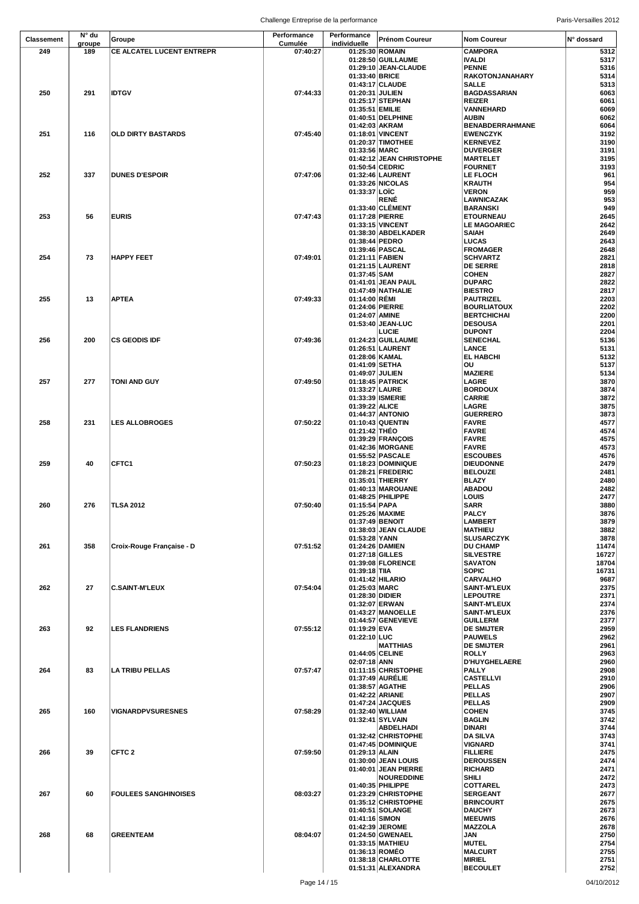| Classement | N° du groupe | Groupe | Performance Cumulée | Performance individuelle | Prénom Coureur | Nom Coureur | N° dossard |
|---|---|---|---|---|---|---|---|
| 249 | 189 | CE ALCATEL LUCENT ENTREPR | 07:40:27 | 01:25:30 | ROMAIN | CAMPORA | 5312 |
| | | | | 01:28:50 | GUILLAUME | IVALDI | 5317 |
| | | | | 01:29:10 | JEAN-CLAUDE | PENNE | 5316 |
| | | | | 01:33:40 | BRICE | RAKOTONJANAHARY | 5314 |
| | | | | 01:43:17 | CLAUDE | SALLE | 5313 |
| 250 | 291 | IDTGV | 07:44:33 | 01:20:31 | JULIEN | BAGDASSARIAN | 6063 |
| | | | | 01:25:17 | STEPHAN | REIZER | 6061 |
| | | | | 01:35:51 | EMILIE | VANNEHARD | 6069 |
| | | | | 01:40:51 | DELPHINE | AUBIN | 6062 |
| | | | | 01:42:03 | AKRAM | BENABDERRAHMANE | 6064 |
| 251 | 116 | OLD DIRTY BASTARDS | 07:45:40 | 01:18:01 | VINCENT | EWENCZYK | 3192 |
| | | | | 01:20:37 | TIMOTHEE | KERNEVEZ | 3190 |
| | | | | 01:33:56 | MARC | DUVERGER | 3191 |
| | | | | 01:42:12 | JEAN CHRISTOPHE | MARTELET | 3195 |
| | | | | 01:50:54 | CEDRIC | FOURNET | 3193 |
| 252 | 337 | DUNES D'ESPOIR | 07:47:06 | 01:32:46 | LAURENT | LE FLOCH | 961 |
| | | | | 01:33:26 | NICOLAS | KRAUTH | 954 |
| | | | | 01:33:37 | LOÏC | VERON | 959 |
| | | | | | RENÉ | LAWNICAZAK | 953 |
| | | | | 01:33:40 | CLÉMENT | BARANSKI | 949 |
| 253 | 56 | EURIS | 07:47:43 | 01:17:28 | PIERRE | ETOURNEAU | 2645 |
| | | | | 01:33:15 | VINCENT | LE MAGOARIEC | 2642 |
| | | | | 01:38:30 | ABDELKADER | SAIAH | 2649 |
| | | | | 01:38:44 | PEDRO | LUCAS | 2643 |
| | | | | 01:39:46 | PASCAL | FROMAGER | 2648 |
| 254 | 73 | HAPPY FEET | 07:49:01 | 01:21:11 | FABIEN | SCHVARTZ | 2821 |
| | | | | 01:21:15 | LAURENT | DE SERRE | 2818 |
| | | | | 01:37:45 | SAM | COHEN | 2827 |
| | | | | 01:41:01 | JEAN PAUL | DUPARC | 2822 |
| | | | | 01:47:49 | NATHALIE | BIESTRO | 2817 |
| 255 | 13 | APTEA | 07:49:33 | 01:14:00 | RÉMI | PAUTRIZEL | 2203 |
| | | | | 01:24:06 | PIERRE | BOURLIATOUX | 2202 |
| | | | | 01:24:07 | AMINE | BERTCHICHAI | 2200 |
| | | | | 01:53:40 | JEAN-LUC | DESOUSA | 2201 |
| | | | | | LUCIE | DUPONT | 2204 |
| 256 | 200 | CS GEODIS IDF | 07:49:36 | 01:24:23 | GUILLAUME | SENECHAL | 5136 |
| | | | | 01:26:51 | LAURENT | LANCE | 5131 |
| | | | | 01:28:06 | KAMAL | EL HABCHI | 5132 |
| | | | | 01:41:09 | SETHA | OU | 5137 |
| | | | | 01:49:07 | JULIEN | MAZIERE | 5134 |
| 257 | 277 | TONI AND GUY | 07:49:50 | 01:18:45 | PATRICK | LAGRE | 3870 |
| | | | | 01:33:27 | LAURE | BORDOUX | 3874 |
| | | | | 01:33:39 | ISMERIE | CARRIE | 3872 |
| | | | | 01:39:22 | ALICE | LAGRE | 3875 |
| | | | | 01:44:37 | ANTONIO | GUERRERO | 3873 |
| 258 | 231 | LES ALLOBROGES | 07:50:22 | 01:10:43 | QUENTIN | FAVRE | 4577 |
| | | | | 01:21:42 | THÉO | FAVRE | 4574 |
| | | | | 01:39:29 | FRANÇOIS | FAVRE | 4575 |
| | | | | 01:42:36 | MORGANE | FAVRE | 4573 |
| | | | | 01:55:52 | PASCALE | ESCOUBES | 4576 |
| 259 | 40 | CFTC1 | 07:50:23 | 01:18:23 | DOMINIQUE | DIEUDONNE | 2479 |
| | | | | 01:28:21 | FREDERIC | BELOUZE | 2481 |
| | | | | 01:35:01 | THIERRY | BLAZY | 2480 |
| | | | | 01:40:13 | MAROUANE | ABADOU | 2482 |
| | | | | 01:48:25 | PHILIPPE | LOUIS | 2477 |
| 260 | 276 | TLSA 2012 | 07:50:40 | 01:15:54 | PAPA | SARR | 3880 |
| | | | | 01:25:26 | MAXIME | PALCY | 3876 |
| | | | | 01:37:49 | BENOIT | LAMBERT | 3879 |
| | | | | 01:38:03 | JEAN CLAUDE | MATHIEU | 3882 |
| | | | | 01:53:28 | YANN | SLUSARCZYK | 3878 |
| 261 | 358 | Croix-Rouge Française - D | 07:51:52 | 01:24:26 | DAMIEN | DU CHAMP | 11474 |
| | | | | 01:27:18 | GILLES | SILVESTRE | 16727 |
| | | | | 01:39:08 | FLORENCE | SAVATON | 18704 |
| | | | | 01:39:18 | TIIA | SOPIC | 16731 |
| | | | | 01:41:42 | HILARIO | CARVALHO | 9687 |
| 262 | 27 | C.SAINT-M'LEUX | 07:54:04 | 01:25:03 | MARC | SAINT-M'LEUX | 2375 |
| | | | | 01:28:30 | DIDIER | LEPOUTRE | 2371 |
| | | | | 01:32:07 | ERWAN | SAINT-M'LEUX | 2374 |
| | | | | 01:43:27 | MANOELLE | SAINT-M'LEUX | 2376 |
| | | | | 01:44:57 | GENEVIEVE | GUILLERM | 2377 |
| 263 | 92 | LES FLANDRIENS | 07:55:12 | 01:19:29 | EVA | DE SMIJTER | 2959 |
| | | | | 01:22:10 | LUC | PAUWELS | 2962 |
| | | | | | MATTHIAS | DE SMIJTER | 2961 |
| | | | | 01:44:05 | CELINE | ROLLY | 2963 |
| | | | | 02:07:18 | ANN | D'HUYGHELAERE | 2960 |
| 264 | 83 | LA TRIBU PELLAS | 07:57:47 | 01:11:15 | CHRISTOPHE | PALLY | 2908 |
| | | | | 01:37:49 | AURÉLIE | CASTELLVI | 2910 |
| | | | | 01:38:57 | AGATHE | PELLAS | 2906 |
| | | | | 01:42:22 | ARIANE | PELLAS | 2907 |
| | | | | 01:47:24 | JACQUES | PELLAS | 2909 |
| 265 | 160 | VIGNARDPVSURESNES | 07:58:29 | 01:32:40 | WILLIAM | COHEN | 3745 |
| | | | | 01:32:41 | SYLVAIN | BAGLIN | 3742 |
| | | | | | ABDELHADI | DINARI | 3744 |
| | | | | 01:32:42 | CHRISTOPHE | DA SILVA | 3743 |
| | | | | 01:47:45 | DOMINIQUE | VIGNARD | 3741 |
| 266 | 39 | CFTC 2 | 07:59:50 | 01:29:13 | ALAIN | FILLIERE | 2475 |
| | | | | 01:30:00 | JEAN LOUIS | DEROUSSEN | 2474 |
| | | | | 01:40:01 | JEAN PIERRE | RICHARD | 2471 |
| | | | | | NOUREDDINE | SHILI | 2472 |
| | | | | 01:40:35 | PHILIPPE | COTTAREL | 2473 |
| 267 | 60 | FOULEES SANGHINOISES | 08:03:27 | 01:23:29 | CHRISTOPHE | SERGEANT | 2677 |
| | | | | 01:35:12 | CHRISTOPHE | BRINCOURT | 2675 |
| | | | | 01:40:51 | SOLANGE | DAUCHY | 2673 |
| | | | | 01:41:16 | SIMON | MEEUWIS | 2676 |
| | | | | 01:42:39 | JEROME | MAZZOLA | 2678 |
| 268 | 68 | GREENTEAM | 08:04:07 | 01:24:50 | GWENAEL | JAN | 2750 |
| | | | | 01:33:15 | MATHIEU | MUTEL | 2754 |
| | | | | 01:36:13 | ROMÉO | MALCURT | 2755 |
| | | | | 01:38:18 | CHARLOTTE | MIRIEL | 2751 |
| | | | | 01:51:31 | ALEXANDRA | BECOULET | 2752 |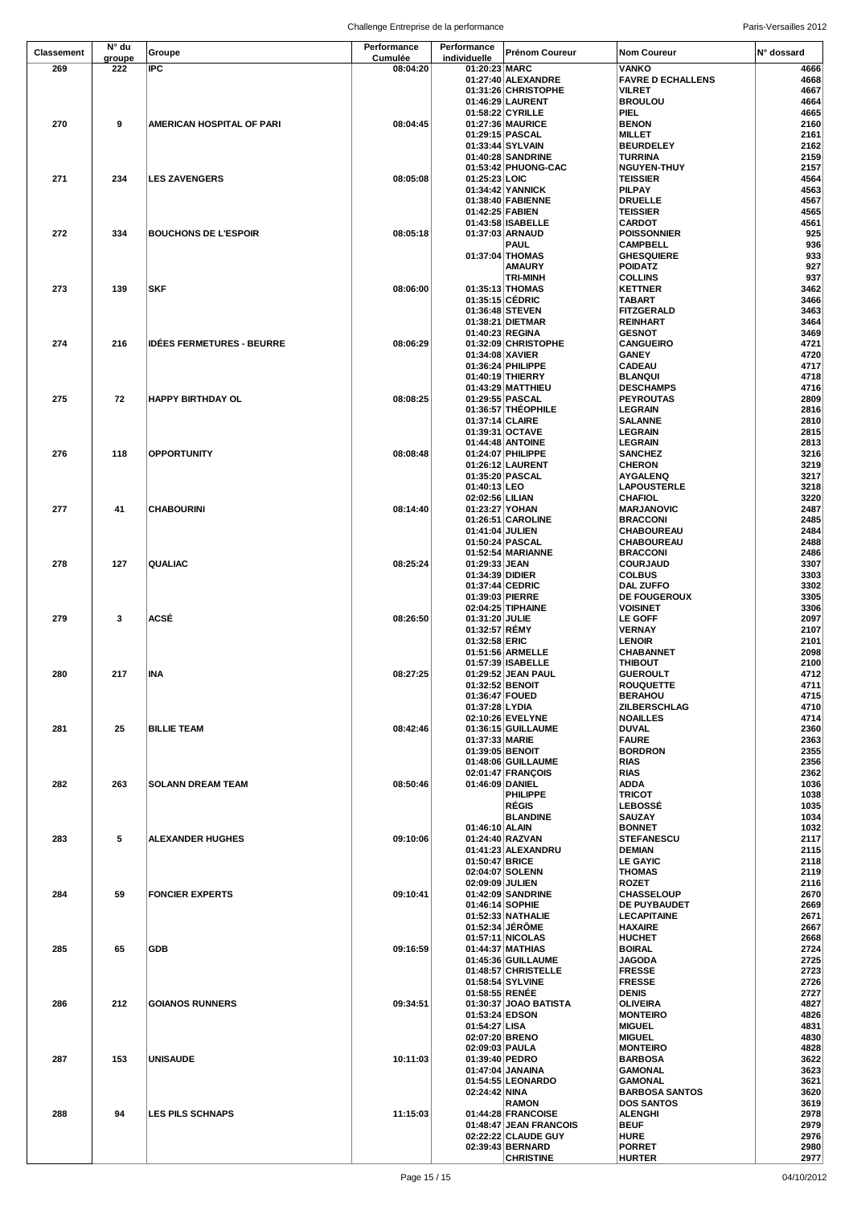| Classement | N° du groupe | Groupe | Performance Cumulée | Performance individuelle | Prénom Coureur | Nom Coureur | N° dossard |
|---|---|---|---|---|---|---|---|
| 269 | 222 | IPC | 08:04:20 | 01:20:23 | MARC | VANKO | 4666 |
| | | | | 01:27:40 | ALEXANDRE | FAVRE D ECHALLENS | 4668 |
| | | | | 01:31:26 | CHRISTOPHE | VILRET | 4667 |
| | | | | 01:46:29 | LAURENT | BROULOU | 4664 |
| | | | | 01:58:22 | CYRILLE | PIEL | 4665 |
| 270 | 9 | AMERICAN HOSPITAL OF PARI | 08:04:45 | 01:27:36 | MAURICE | BENON | 2160 |
| | | | | 01:29:15 | PASCAL | MILLET | 2161 |
| | | | | 01:33:44 | SYLVAIN | BEURDELEY | 2162 |
| | | | | 01:40:28 | SANDRINE | TURRINA | 2159 |
| | | | | 01:53:42 | PHUONG-CAC | NGUYEN-THUY | 2157 |
| 271 | 234 | LES ZAVENGERS | 08:05:08 | 01:25:23 | LOIC | TEISSIER | 4564 |
| | | | | 01:34:42 | YANNICK | PILPAY | 4563 |
| | | | | 01:38:40 | FABIENNE | DRUELLE | 4567 |
| | | | | 01:42:25 | FABIEN | TEISSIER | 4565 |
| | | | | 01:43:58 | ISABELLE | CARDOT | 4561 |
| 272 | 334 | BOUCHONS DE L'ESPOIR | 08:05:18 | 01:37:03 | ARNAUD | POISSONNIER | 925 |
| | | | | | PAUL | CAMPBELL | 936 |
| | | | | 01:37:04 | THOMAS | GHESQUIERE | 933 |
| | | | | | AMAURY | POIDATZ | 927 |
| | | | | | TRI-MINH | COLLINS | 937 |
| 273 | 139 | SKF | 08:06:00 | 01:35:13 | THOMAS | KETTNER | 3462 |
| | | | | 01:35:15 | CÉDRIC | TABART | 3466 |
| | | | | 01:36:48 | STEVEN | FITZGERALD | 3463 |
| | | | | 01:38:21 | DIETMAR | REINHART | 3464 |
| | | | | 01:40:23 | REGINA | GESNOT | 3469 |
| 274 | 216 | IDÉES FERMETURES - BEURRE | 08:06:29 | 01:32:09 | CHRISTOPHE | CANGUEIRO | 4721 |
| | | | | 01:34:08 | XAVIER | GANEY | 4720 |
| | | | | 01:36:24 | PHILIPPE | CADEAU | 4717 |
| | | | | 01:40:19 | THIERRY | BLANQUI | 4718 |
| | | | | 01:43:29 | MATTHIEU | DESCHAMPS | 4716 |
| 275 | 72 | HAPPY BIRTHDAY OL | 08:08:25 | 01:29:55 | PASCAL | PEYROUTAS | 2809 |
| | | | | 01:36:57 | THÉOPHILE | LEGRAIN | 2816 |
| | | | | 01:37:14 | CLAIRE | SALANNE | 2810 |
| | | | | 01:39:31 | OCTAVE | LEGRAIN | 2815 |
| | | | | 01:44:48 | ANTOINE | LEGRAIN | 2813 |
| 276 | 118 | OPPORTUNITY | 08:08:48 | 01:24:07 | PHILIPPE | SANCHEZ | 3216 |
| | | | | 01:26:12 | LAURENT | CHERON | 3219 |
| | | | | 01:35:20 | PASCAL | AYGALENQ | 3217 |
| | | | | 01:40:13 | LEO | LAPOUSTERLE | 3218 |
| | | | | 02:02:56 | LILIAN | CHAFIOL | 3220 |
| 277 | 41 | CHABOURINI | 08:14:40 | 01:23:27 | YOHAN | MARJANOVIC | 2487 |
| | | | | 01:26:51 | CAROLINE | BRACCONI | 2485 |
| | | | | 01:41:04 | JULIEN | CHABOUREAU | 2484 |
| | | | | 01:50:24 | PASCAL | CHABOUREAU | 2488 |
| | | | | 01:52:54 | MARIANNE | BRACCONI | 2486 |
| 278 | 127 | QUALIAC | 08:25:24 | 01:29:33 | JEAN | COURJAUD | 3307 |
| | | | | 01:34:39 | DIDIER | COLBUS | 3303 |
| | | | | 01:37:44 | CEDRIC | DAL ZUFFO | 3302 |
| | | | | 01:39:03 | PIERRE | DE FOUGEROUX | 3305 |
| | | | | 02:04:25 | TIPHAINE | VOISINET | 3306 |
| 279 | 3 | ACSÉ | 08:26:50 | 01:31:20 | JULIE | LE GOFF | 2097 |
| | | | | 01:32:57 | RÉMY | VERNAY | 2107 |
| | | | | 01:32:58 | ERIC | LENOIR | 2101 |
| | | | | 01:51:56 | ARMELLE | CHABANNET | 2098 |
| | | | | 01:57:39 | ISABELLE | THIBOUT | 2100 |
| 280 | 217 | INA | 08:27:25 | 01:29:52 | JEAN PAUL | GUEROULT | 4712 |
| | | | | 01:32:52 | BENOIT | ROUQUETTE | 4711 |
| | | | | 01:36:47 | FOUED | BERAHOU | 4715 |
| | | | | 01:37:28 | LYDIA | ZILBERSCHLAG | 4710 |
| | | | | 02:10:26 | EVELYNE | NOAILLES | 4714 |
| 281 | 25 | BILLIE TEAM | 08:42:46 | 01:36:15 | GUILLAUME | DUVAL | 2360 |
| | | | | 01:37:33 | MARIE | FAURE | 2363 |
| | | | | 01:39:05 | BENOIT | BORDRON | 2355 |
| | | | | 01:48:06 | GUILLAUME | RIAS | 2356 |
| | | | | 02:01:47 | FRANÇOIS | RIAS | 2362 |
| 282 | 263 | SOLANN DREAM TEAM | 08:50:46 | 01:46:09 | DANIEL | ADDA | 1036 |
| | | | | | PHILIPPE | TRICOT | 1038 |
| | | | | | RÉGIS | LEBOSSÉ | 1035 |
| | | | | | BLANDINE | SAUZAY | 1034 |
| | | | | 01:46:10 | ALAIN | BONNET | 1032 |
| 283 | 5 | ALEXANDER HUGHES | 09:10:06 | 01:24:40 | RAZVAN | STEFANESCU | 2117 |
| | | | | 01:41:23 | ALEXANDRU | DEMIAN | 2115 |
| | | | | 01:50:47 | BRICE | LE GAYIC | 2118 |
| | | | | 02:04:07 | SOLENN | THOMAS | 2119 |
| | | | | 02:09:09 | JULIEN | ROZET | 2116 |
| 284 | 59 | FONCIER EXPERTS | 09:10:41 | 01:42:09 | SANDRINE | CHASSELOUP | 2670 |
| | | | | 01:46:14 | SOPHIE | DE PUYBAUDET | 2669 |
| | | | | 01:52:33 | NATHALIE | LECAPITAINE | 2671 |
| | | | | 01:52:34 | JÉRÔME | HAXAIRE | 2667 |
| | | | | 01:57:11 | NICOLAS | HUCHET | 2668 |
| 285 | 65 | GDB | 09:16:59 | 01:44:37 | MATHIAS | BOIRAL | 2724 |
| | | | | 01:45:36 | GUILLAUME | JAGODA | 2725 |
| | | | | 01:48:57 | CHRISTELLE | FRESSE | 2723 |
| | | | | 01:58:54 | SYLVINE | FRESSE | 2726 |
| | | | | 01:58:55 | RENÉE | DENIS | 2727 |
| 286 | 212 | GOIANOS RUNNERS | 09:34:51 | 01:30:37 | JOAO BATISTA | OLIVEIRA | 4827 |
| | | | | 01:53:24 | EDSON | MONTEIRO | 4826 |
| | | | | 01:54:27 | LISA | MIGUEL | 4831 |
| | | | | 02:07:20 | BRENO | MIGUEL | 4830 |
| | | | | 02:09:03 | PAULA | MONTEIRO | 4828 |
| 287 | 153 | UNISAUDE | 10:11:03 | 01:39:40 | PEDRO | BARBOSA | 3622 |
| | | | | 01:47:04 | JANAINA | GAMONAL | 3623 |
| | | | | 01:54:55 | LEONARDO | GAMONAL | 3621 |
| | | | | 02:24:42 | NINA | BARBOSA SANTOS | 3620 |
| | | | | | RAMON | DOS SANTOS | 3619 |
| 288 | 94 | LES PILS SCHNAPS | 11:15:03 | 01:44:28 | FRANCOISE | ALENGHI | 2978 |
| | | | | 01:48:47 | JEAN FRANCOIS | BEUF | 2979 |
| | | | | 02:22:22 | CLAUDE GUY | HURE | 2976 |
| | | | | 02:39:43 | BERNARD | PORRET | 2980 |
| | | | | | CHRISTINE | HURTER | 2977 |